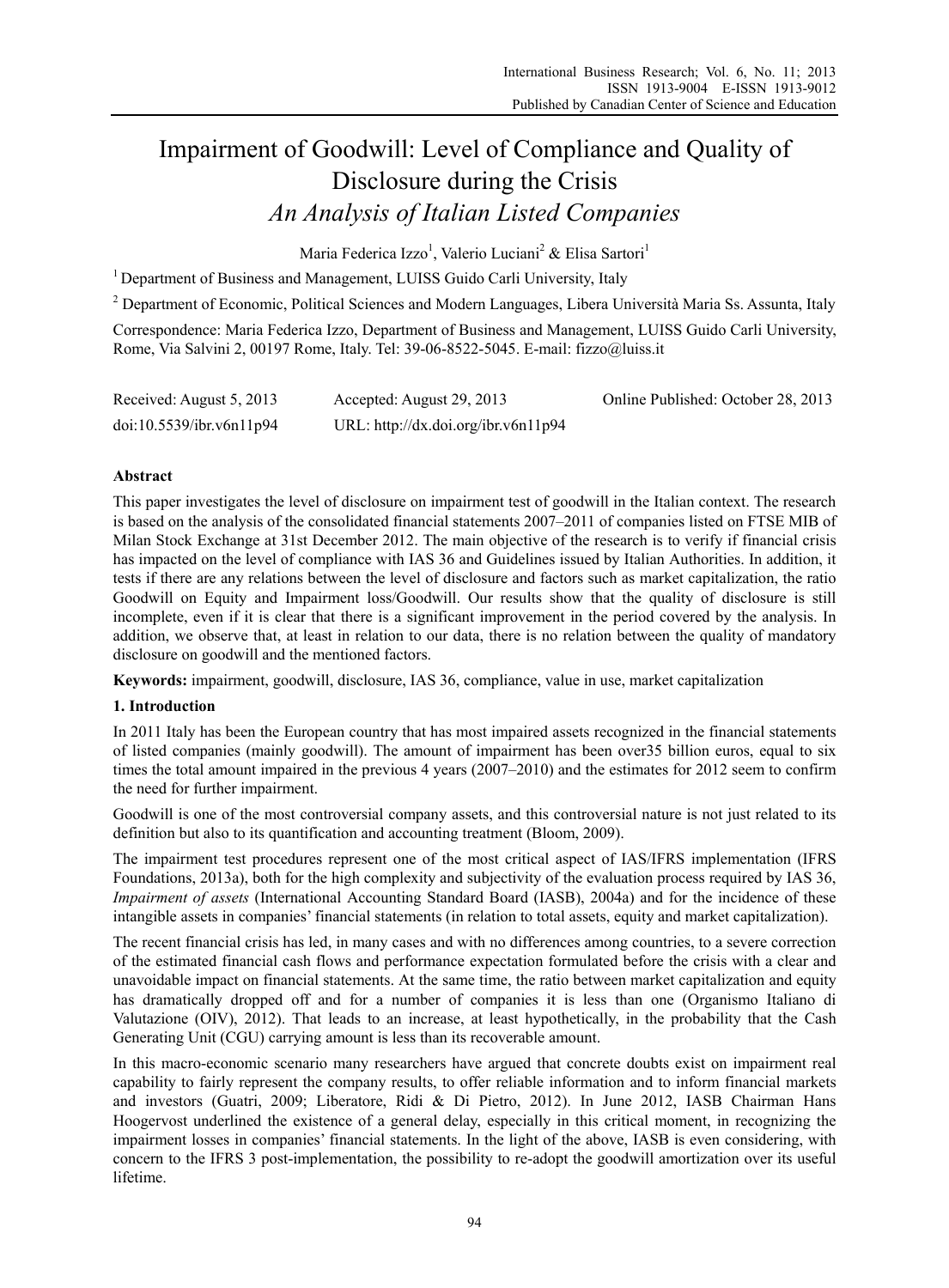# Impairment of Goodwill: Level of Compliance and Quality of Disclosure during the Crisis

## *An Analysis of Italian Listed Companies*

Maria Federica Izzo[1], Valerio Luciani[2] & Elisa Sartori[1]

[1] Department of Business and Management, LUISS Guido Carli University, Italy

[2] Department of Economic, Political Sciences and Modern Languages, Libera Università Maria Ss. Assunta, Italy

Correspondence: Maria Federica Izzo, Department of Business and Management, LUISS Guido Carli University, Rome, Via Salvini 2, 00197 Rome, Italy. Tel: 39-06-8522-5045. E-mail: fizzo@luiss.it

| Received: August 5, 2013 | Accepted: August 29, 2013 | Online Published: October 28, 2013 |
|---|---|---|
| doi:10.5539/ibr.v6n11p94 | URL: http://dx.doi.org/ibr.v6n11p94 | |

**Abstract**

This paper investigates the level of disclosure on impairment test of goodwill in the Italian context. The research is based on the analysis of the consolidated financial statements 2007–2011 of companies listed on FTSE MIB of Milan Stock Exchange at 31st December 2012. The main objective of the research is to verify if financial crisis has impacted on the level of compliance with IAS 36 and Guidelines issued by Italian Authorities. In addition, it tests if there are any relations between the level of disclosure and factors such as market capitalization, the ratio Goodwill on Equity and Impairment loss/Goodwill. Our results show that the quality of disclosure is still incomplete, even if it is clear that there is a significant improvement in the period covered by the analysis. In addition, we observe that, at least in relation to our data, there is no relation between the quality of mandatory disclosure on goodwill and the mentioned factors.

**Keywords:** impairment, goodwill, disclosure, IAS 36, compliance, value in use, market capitalization

## 1. Introduction

In 2011 Italy has been the European country that has most impaired assets recognized in the financial statements of listed companies (mainly goodwill). The amount of impairment has been over35 billion euros, equal to six times the total amount impaired in the previous 4 years (2007–2010) and the estimates for 2012 seem to confirm the need for further impairment.

Goodwill is one of the most controversial company assets, and this controversial nature is not just related to its definition but also to its quantification and accounting treatment (Bloom, 2009).

The impairment test procedures represent one of the most critical aspect of IAS/IFRS implementation (IFRS Foundations, 2013a), both for the high complexity and subjectivity of the evaluation process required by IAS 36, *Impairment of assets* (International Accounting Standard Board (IASB), 2004a) and for the incidence of these intangible assets in companies' financial statements (in relation to total assets, equity and market capitalization).

The recent financial crisis has led, in many cases and with no differences among countries, to a severe correction of the estimated financial cash flows and performance expectation formulated before the crisis with a clear and unavoidable impact on financial statements. At the same time, the ratio between market capitalization and equity has dramatically dropped off and for a number of companies it is less than one (Organismo Italiano di Valutazione (OIV), 2012). That leads to an increase, at least hypothetically, in the probability that the Cash Generating Unit (CGU) carrying amount is less than its recoverable amount.

In this macro-economic scenario many researchers have argued that concrete doubts exist on impairment real capability to fairly represent the company results, to offer reliable information and to inform financial markets and investors (Guatri, 2009; Liberatore, Ridi & Di Pietro, 2012). In June 2012, IASB Chairman Hans Hoogervost underlined the existence of a general delay, especially in this critical moment, in recognizing the impairment losses in companies' financial statements. In the light of the above, IASB is even considering, with concern to the IFRS 3 post-implementation, the possibility to re-adopt the goodwill amortization over its useful lifetime.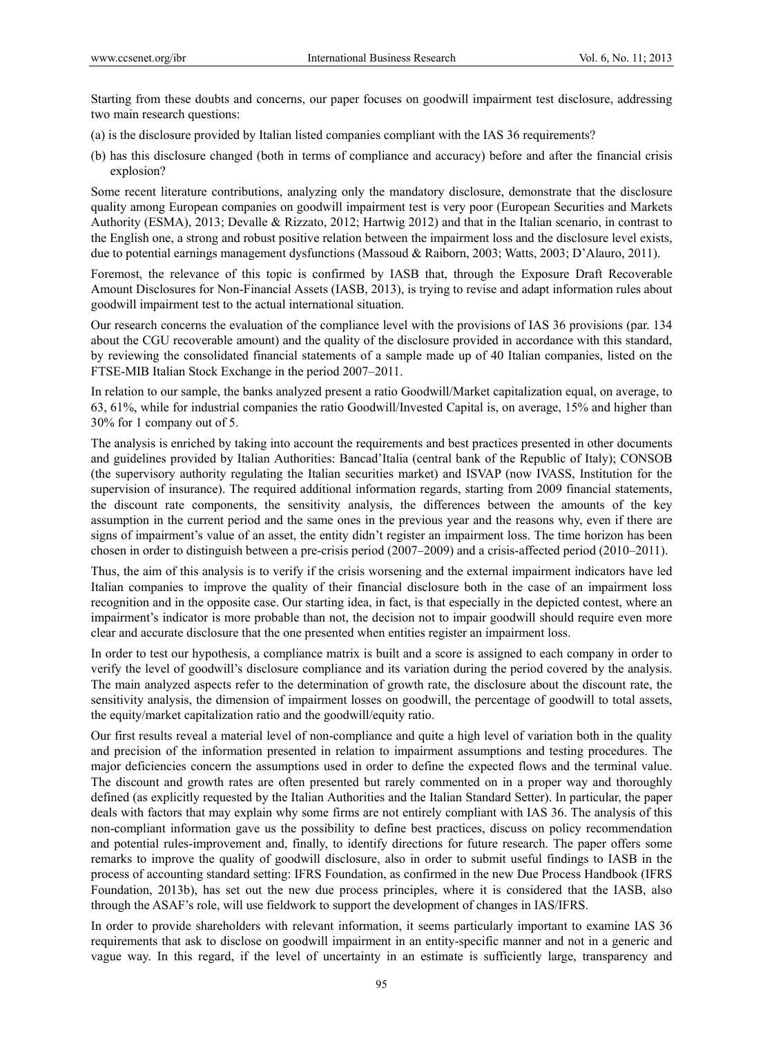Starting from these doubts and concerns, our paper focuses on goodwill impairment test disclosure, addressing two main research questions:

(a) is the disclosure provided by Italian listed companies compliant with the IAS 36 requirements?

(b) has this disclosure changed (both in terms of compliance and accuracy) before and after the financial crisis explosion?

Some recent literature contributions, analyzing only the mandatory disclosure, demonstrate that the disclosure quality among European companies on goodwill impairment test is very poor (European Securities and Markets Authority (ESMA), 2013; Devalle & Rizzato, 2012; Hartwig 2012) and that in the Italian scenario, in contrast to the English one, a strong and robust positive relation between the impairment loss and the disclosure level exists, due to potential earnings management dysfunctions (Massoud & Raiborn, 2003; Watts, 2003; D'Alauro, 2011).

Foremost, the relevance of this topic is confirmed by IASB that, through the Exposure Draft Recoverable Amount Disclosures for Non-Financial Assets (IASB, 2013), is trying to revise and adapt information rules about goodwill impairment test to the actual international situation.

Our research concerns the evaluation of the compliance level with the provisions of IAS 36 provisions (par. 134 about the CGU recoverable amount) and the quality of the disclosure provided in accordance with this standard, by reviewing the consolidated financial statements of a sample made up of 40 Italian companies, listed on the FTSE-MIB Italian Stock Exchange in the period 2007–2011.

In relation to our sample, the banks analyzed present a ratio Goodwill/Market capitalization equal, on average, to 63, 61%, while for industrial companies the ratio Goodwill/Invested Capital is, on average, 15% and higher than 30% for 1 company out of 5.

The analysis is enriched by taking into account the requirements and best practices presented in other documents and guidelines provided by Italian Authorities: Bancad'Italia (central bank of the Republic of Italy); CONSOB (the supervisory authority regulating the Italian securities market) and ISVAP (now IVASS, Institution for the supervision of insurance). The required additional information regards, starting from 2009 financial statements, the discount rate components, the sensitivity analysis, the differences between the amounts of the key assumption in the current period and the same ones in the previous year and the reasons why, even if there are signs of impairment's value of an asset, the entity didn't register an impairment loss. The time horizon has been chosen in order to distinguish between a pre-crisis period (2007–2009) and a crisis-affected period (2010–2011).

Thus, the aim of this analysis is to verify if the crisis worsening and the external impairment indicators have led Italian companies to improve the quality of their financial disclosure both in the case of an impairment loss recognition and in the opposite case. Our starting idea, in fact, is that especially in the depicted contest, where an impairment's indicator is more probable than not, the decision not to impair goodwill should require even more clear and accurate disclosure that the one presented when entities register an impairment loss.

In order to test our hypothesis, a compliance matrix is built and a score is assigned to each company in order to verify the level of goodwill's disclosure compliance and its variation during the period covered by the analysis. The main analyzed aspects refer to the determination of growth rate, the disclosure about the discount rate, the sensitivity analysis, the dimension of impairment losses on goodwill, the percentage of goodwill to total assets, the equity/market capitalization ratio and the goodwill/equity ratio.

Our first results reveal a material level of non-compliance and quite a high level of variation both in the quality and precision of the information presented in relation to impairment assumptions and testing procedures. The major deficiencies concern the assumptions used in order to define the expected flows and the terminal value. The discount and growth rates are often presented but rarely commented on in a proper way and thoroughly defined (as explicitly requested by the Italian Authorities and the Italian Standard Setter). In particular, the paper deals with factors that may explain why some firms are not entirely compliant with IAS 36. The analysis of this non-compliant information gave us the possibility to define best practices, discuss on policy recommendation and potential rules-improvement and, finally, to identify directions for future research. The paper offers some remarks to improve the quality of goodwill disclosure, also in order to submit useful findings to IASB in the process of accounting standard setting: IFRS Foundation, as confirmed in the new Due Process Handbook (IFRS Foundation, 2013b), has set out the new due process principles, where it is considered that the IASB, also through the ASAF's role, will use fieldwork to support the development of changes in IAS/IFRS.

In order to provide shareholders with relevant information, it seems particularly important to examine IAS 36 requirements that ask to disclose on goodwill impairment in an entity-specific manner and not in a generic and vague way. In this regard, if the level of uncertainty in an estimate is sufficiently large, transparency and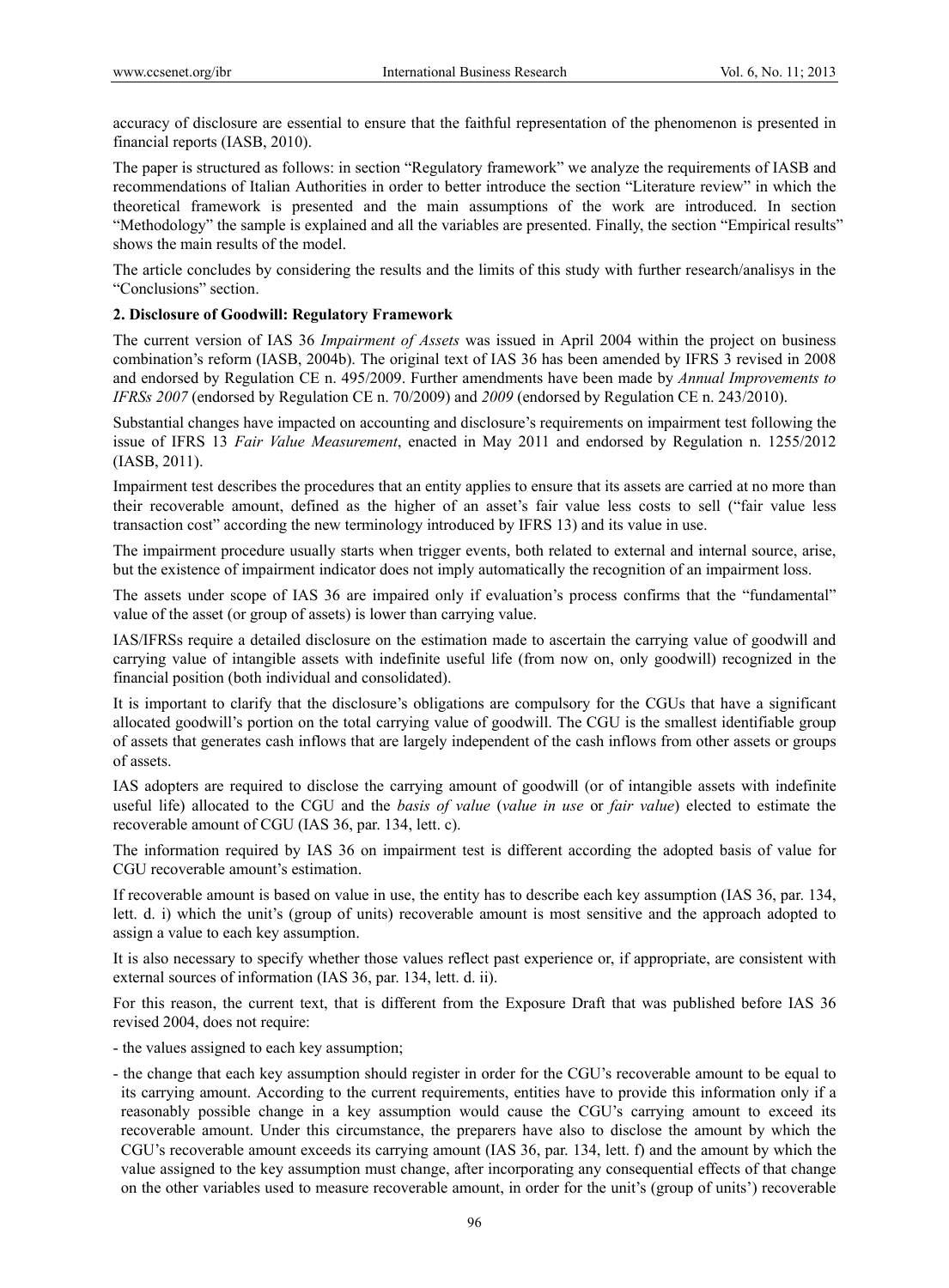accuracy of disclosure are essential to ensure that the faithful representation of the phenomenon is presented in financial reports (IASB, 2010).

The paper is structured as follows: in section "Regulatory framework" we analyze the requirements of IASB and recommendations of Italian Authorities in order to better introduce the section "Literature review" in which the theoretical framework is presented and the main assumptions of the work are introduced. In section "Methodology" the sample is explained and all the variables are presented. Finally, the section "Empirical results" shows the main results of the model.

The article concludes by considering the results and the limits of this study with further research/analisys in the "Conclusions" section.

## 2. Disclosure of Goodwill: Regulatory Framework

The current version of IAS 36 *Impairment of Assets* was issued in April 2004 within the project on business combination's reform (IASB, 2004b). The original text of IAS 36 has been amended by IFRS 3 revised in 2008 and endorsed by Regulation CE n. 495/2009. Further amendments have been made by *Annual Improvements to IFRSs 2007* (endorsed by Regulation CE n. 70/2009) and *2009* (endorsed by Regulation CE n. 243/2010).

Substantial changes have impacted on accounting and disclosure's requirements on impairment test following the issue of IFRS 13 *Fair Value Measurement*, enacted in May 2011 and endorsed by Regulation n. 1255/2012 (IASB, 2011).

Impairment test describes the procedures that an entity applies to ensure that its assets are carried at no more than their recoverable amount, defined as the higher of an asset's fair value less costs to sell ("fair value less transaction cost" according the new terminology introduced by IFRS 13) and its value in use.

The impairment procedure usually starts when trigger events, both related to external and internal source, arise, but the existence of impairment indicator does not imply automatically the recognition of an impairment loss.

The assets under scope of IAS 36 are impaired only if evaluation's process confirms that the "fundamental" value of the asset (or group of assets) is lower than carrying value.

IAS/IFRSs require a detailed disclosure on the estimation made to ascertain the carrying value of goodwill and carrying value of intangible assets with indefinite useful life (from now on, only goodwill) recognized in the financial position (both individual and consolidated).

It is important to clarify that the disclosure's obligations are compulsory for the CGUs that have a significant allocated goodwill's portion on the total carrying value of goodwill. The CGU is the smallest identifiable group of assets that generates cash inflows that are largely independent of the cash inflows from other assets or groups of assets.

IAS adopters are required to disclose the carrying amount of goodwill (or of intangible assets with indefinite useful life) allocated to the CGU and the *basis of value* (*value in use* or *fair value*) elected to estimate the recoverable amount of CGU (IAS 36, par. 134, lett. c).

The information required by IAS 36 on impairment test is different according the adopted basis of value for CGU recoverable amount's estimation.

If recoverable amount is based on value in use, the entity has to describe each key assumption (IAS 36, par. 134, lett. d. i) which the unit's (group of units) recoverable amount is most sensitive and the approach adopted to assign a value to each key assumption.

It is also necessary to specify whether those values reflect past experience or, if appropriate, are consistent with external sources of information (IAS 36, par. 134, lett. d. ii).

For this reason, the current text, that is different from the Exposure Draft that was published before IAS 36 revised 2004, does not require:

- the values assigned to each key assumption;
- the change that each key assumption should register in order for the CGU's recoverable amount to be equal to its carrying amount. According to the current requirements, entities have to provide this information only if a reasonably possible change in a key assumption would cause the CGU's carrying amount to exceed its recoverable amount. Under this circumstance, the preparers have also to disclose the amount by which the CGU's recoverable amount exceeds its carrying amount (IAS 36, par. 134, lett. f) and the amount by which the value assigned to the key assumption must change, after incorporating any consequential effects of that change on the other variables used to measure recoverable amount, in order for the unit's (group of units') recoverable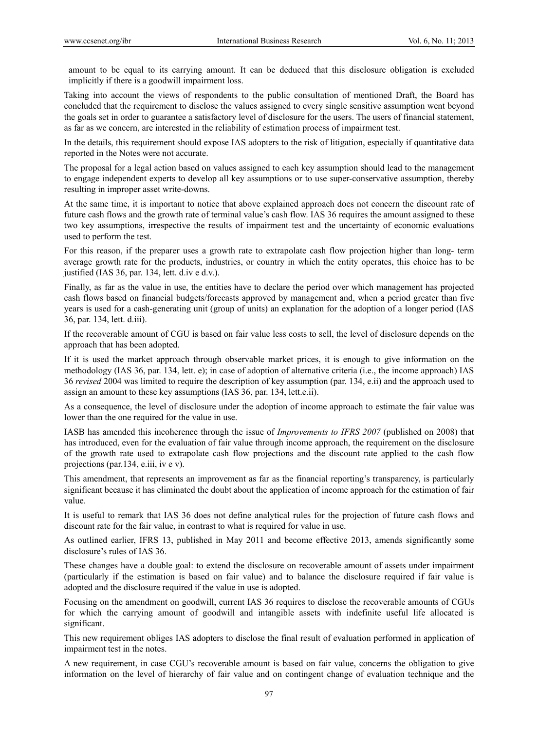amount to be equal to its carrying amount. It can be deduced that this disclosure obligation is excluded implicitly if there is a goodwill impairment loss.

Taking into account the views of respondents to the public consultation of mentioned Draft, the Board has concluded that the requirement to disclose the values assigned to every single sensitive assumption went beyond the goals set in order to guarantee a satisfactory level of disclosure for the users. The users of financial statement, as far as we concern, are interested in the reliability of estimation process of impairment test.

In the details, this requirement should expose IAS adopters to the risk of litigation, especially if quantitative data reported in the Notes were not accurate.

The proposal for a legal action based on values assigned to each key assumption should lead to the management to engage independent experts to develop all key assumptions or to use super-conservative assumption, thereby resulting in improper asset write-downs.

At the same time, it is important to notice that above explained approach does not concern the discount rate of future cash flows and the growth rate of terminal value's cash flow. IAS 36 requires the amount assigned to these two key assumptions, irrespective the results of impairment test and the uncertainty of economic evaluations used to perform the test.

For this reason, if the preparer uses a growth rate to extrapolate cash flow projection higher than long- term average growth rate for the products, industries, or country in which the entity operates, this choice has to be justified (IAS 36, par. 134, lett. d.iv e d.v.).

Finally, as far as the value in use, the entities have to declare the period over which management has projected cash flows based on financial budgets/forecasts approved by management and, when a period greater than five years is used for a cash-generating unit (group of units) an explanation for the adoption of a longer period (IAS 36, par. 134, lett. d.iii).

If the recoverable amount of CGU is based on fair value less costs to sell, the level of disclosure depends on the approach that has been adopted.

If it is used the market approach through observable market prices, it is enough to give information on the methodology (IAS 36, par. 134, lett. e); in case of adoption of alternative criteria (i.e., the income approach) IAS 36 *revised* 2004 was limited to require the description of key assumption (par. 134, e.ii) and the approach used to assign an amount to these key assumptions (IAS 36, par. 134, lett.e.ii).

As a consequence, the level of disclosure under the adoption of income approach to estimate the fair value was lower than the one required for the value in use.

IASB has amended this incoherence through the issue of *Improvements to IFRS 2007* (published on 2008) that has introduced, even for the evaluation of fair value through income approach, the requirement on the disclosure of the growth rate used to extrapolate cash flow projections and the discount rate applied to the cash flow projections (par.134, e.iii, iv e v).

This amendment, that represents an improvement as far as the financial reporting's transparency, is particularly significant because it has eliminated the doubt about the application of income approach for the estimation of fair value.

It is useful to remark that IAS 36 does not define analytical rules for the projection of future cash flows and discount rate for the fair value, in contrast to what is required for value in use.

As outlined earlier, IFRS 13, published in May 2011 and become effective 2013, amends significantly some disclosure's rules of IAS 36.

These changes have a double goal: to extend the disclosure on recoverable amount of assets under impairment (particularly if the estimation is based on fair value) and to balance the disclosure required if fair value is adopted and the disclosure required if the value in use is adopted.

Focusing on the amendment on goodwill, current IAS 36 requires to disclose the recoverable amounts of CGUs for which the carrying amount of goodwill and intangible assets with indefinite useful life allocated is significant.

This new requirement obliges IAS adopters to disclose the final result of evaluation performed in application of impairment test in the notes.

A new requirement, in case CGU's recoverable amount is based on fair value, concerns the obligation to give information on the level of hierarchy of fair value and on contingent change of evaluation technique and the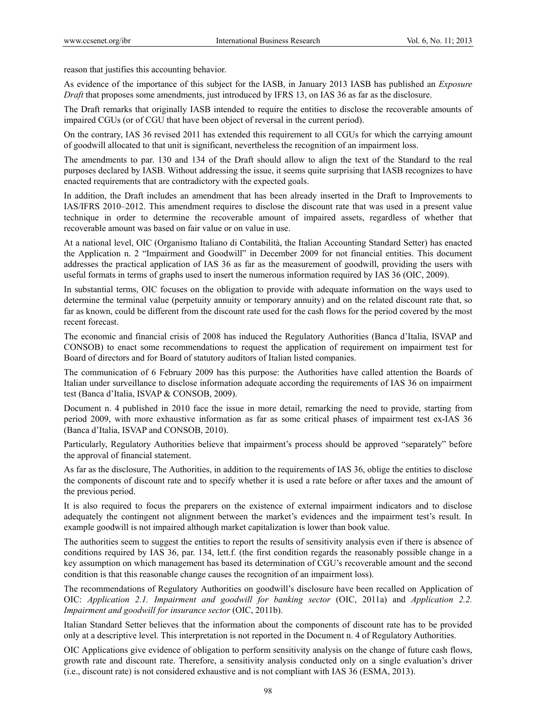reason that justifies this accounting behavior.

As evidence of the importance of this subject for the IASB, in January 2013 IASB has published an *Exposure Draft* that proposes some amendments, just introduced by IFRS 13, on IAS 36 as far as the disclosure.

The Draft remarks that originally IASB intended to require the entities to disclose the recoverable amounts of impaired CGUs (or of CGU that have been object of reversal in the current period).

On the contrary, IAS 36 revised 2011 has extended this requirement to all CGUs for which the carrying amount of goodwill allocated to that unit is significant, nevertheless the recognition of an impairment loss.

The amendments to par. 130 and 134 of the Draft should allow to align the text of the Standard to the real purposes declared by IASB. Without addressing the issue, it seems quite surprising that IASB recognizes to have enacted requirements that are contradictory with the expected goals.

In addition, the Draft includes an amendment that has been already inserted in the Draft to Improvements to IAS/IFRS 2010–2012. This amendment requires to disclose the discount rate that was used in a present value technique in order to determine the recoverable amount of impaired assets, regardless of whether that recoverable amount was based on fair value or on value in use.

At a national level, OIC (Organismo Italiano di Contabilità, the Italian Accounting Standard Setter) has enacted the Application n. 2 "Impairment and Goodwill" in December 2009 for not financial entities. This document addresses the practical application of IAS 36 as far as the measurement of goodwill, providing the users with useful formats in terms of graphs used to insert the numerous information required by IAS 36 (OIC, 2009).

In substantial terms, OIC focuses on the obligation to provide with adequate information on the ways used to determine the terminal value (perpetuity annuity or temporary annuity) and on the related discount rate that, so far as known, could be different from the discount rate used for the cash flows for the period covered by the most recent forecast.

The economic and financial crisis of 2008 has induced the Regulatory Authorities (Banca d'Italia, ISVAP and CONSOB) to enact some recommendations to request the application of requirement on impairment test for Board of directors and for Board of statutory auditors of Italian listed companies.

The communication of 6 February 2009 has this purpose: the Authorities have called attention the Boards of Italian under surveillance to disclose information adequate according the requirements of IAS 36 on impairment test (Banca d'Italia, ISVAP & CONSOB, 2009).

Document n. 4 published in 2010 face the issue in more detail, remarking the need to provide, starting from period 2009, with more exhaustive information as far as some critical phases of impairment test ex-IAS 36 (Banca d'Italia, ISVAP and CONSOB, 2010).

Particularly, Regulatory Authorities believe that impairment's process should be approved "separately" before the approval of financial statement.

As far as the disclosure, The Authorities, in addition to the requirements of IAS 36, oblige the entities to disclose the components of discount rate and to specify whether it is used a rate before or after taxes and the amount of the previous period.

It is also required to focus the preparers on the existence of external impairment indicators and to disclose adequately the contingent not alignment between the market's evidences and the impairment test's result. In example goodwill is not impaired although market capitalization is lower than book value.

The authorities seem to suggest the entities to report the results of sensitivity analysis even if there is absence of conditions required by IAS 36, par. 134, lett.f. (the first condition regards the reasonably possible change in a key assumption on which management has based its determination of CGU's recoverable amount and the second condition is that this reasonable change causes the recognition of an impairment loss).

The recommendations of Regulatory Authorities on goodwill's disclosure have been recalled on Application of OIC: *Application 2.1. Impairment and goodwill for banking sector* (OIC, 2011a) and *Application 2.2. Impairment and goodwill for insurance sector* (OIC, 2011b).

Italian Standard Setter believes that the information about the components of discount rate has to be provided only at a descriptive level. This interpretation is not reported in the Document n. 4 of Regulatory Authorities.

OIC Applications give evidence of obligation to perform sensitivity analysis on the change of future cash flows, growth rate and discount rate. Therefore, a sensitivity analysis conducted only on a single evaluation's driver (i.e., discount rate) is not considered exhaustive and is not compliant with IAS 36 (ESMA, 2013).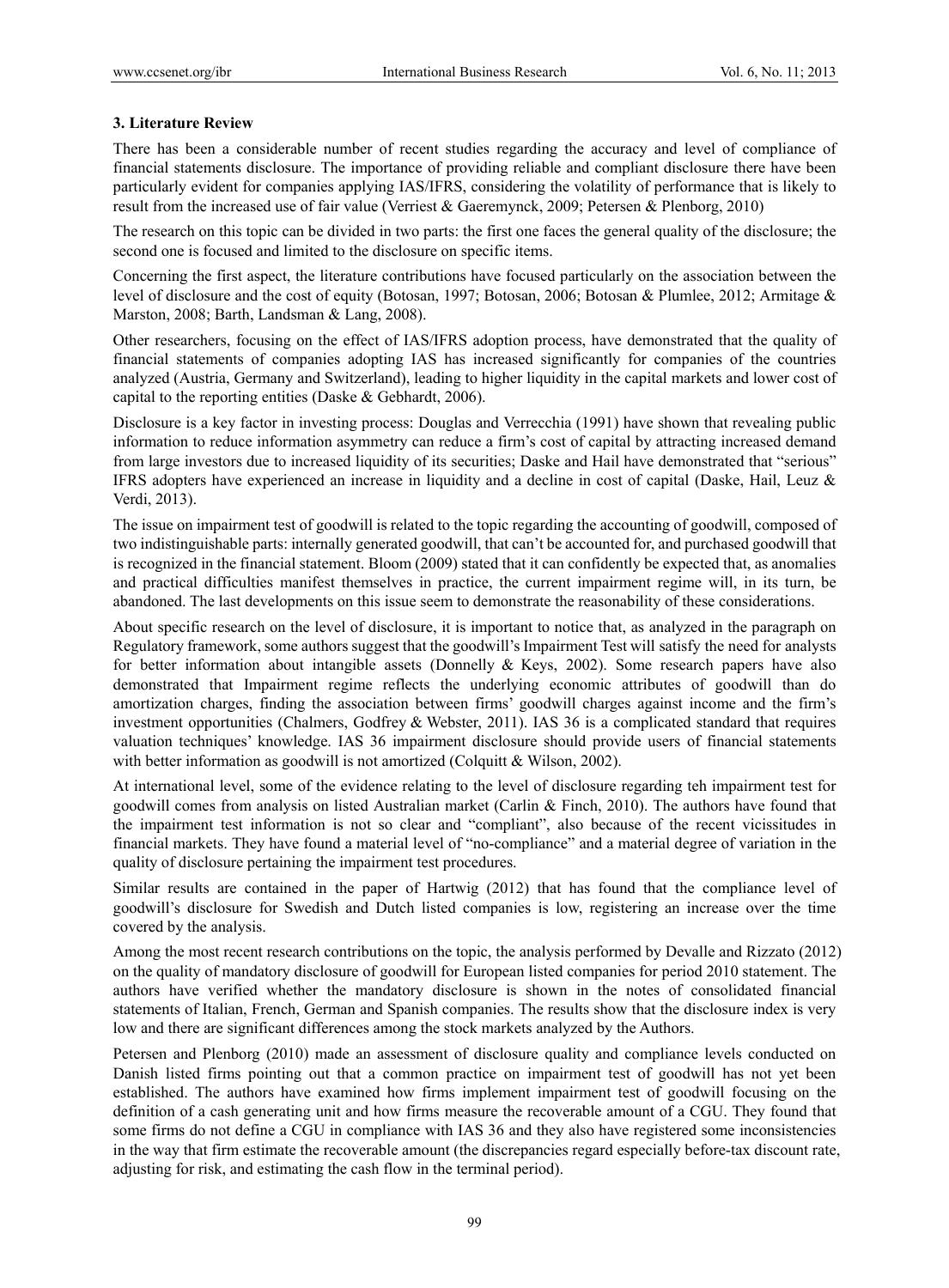### 3. Literature Review

There has been a considerable number of recent studies regarding the accuracy and level of compliance of financial statements disclosure. The importance of providing reliable and compliant disclosure there have been particularly evident for companies applying IAS/IFRS, considering the volatility of performance that is likely to result from the increased use of fair value (Verriest & Gaeremynck, 2009; Petersen & Plenborg, 2010)

The research on this topic can be divided in two parts: the first one faces the general quality of the disclosure; the second one is focused and limited to the disclosure on specific items.

Concerning the first aspect, the literature contributions have focused particularly on the association between the level of disclosure and the cost of equity (Botosan, 1997; Botosan, 2006; Botosan & Plumlee, 2012; Armitage & Marston, 2008; Barth, Landsman & Lang, 2008).

Other researchers, focusing on the effect of IAS/IFRS adoption process, have demonstrated that the quality of financial statements of companies adopting IAS has increased significantly for companies of the countries analyzed (Austria, Germany and Switzerland), leading to higher liquidity in the capital markets and lower cost of capital to the reporting entities (Daske & Gebhardt, 2006).

Disclosure is a key factor in investing process: Douglas and Verrecchia (1991) have shown that revealing public information to reduce information asymmetry can reduce a firm's cost of capital by attracting increased demand from large investors due to increased liquidity of its securities; Daske and Hail have demonstrated that "serious" IFRS adopters have experienced an increase in liquidity and a decline in cost of capital (Daske, Hail, Leuz & Verdi, 2013).

The issue on impairment test of goodwill is related to the topic regarding the accounting of goodwill, composed of two indistinguishable parts: internally generated goodwill, that can't be accounted for, and purchased goodwill that is recognized in the financial statement. Bloom (2009) stated that it can confidently be expected that, as anomalies and practical difficulties manifest themselves in practice, the current impairment regime will, in its turn, be abandoned. The last developments on this issue seem to demonstrate the reasonability of these considerations.

About specific research on the level of disclosure, it is important to notice that, as analyzed in the paragraph on Regulatory framework, some authors suggest that the goodwill's Impairment Test will satisfy the need for analysts for better information about intangible assets (Donnelly & Keys, 2002). Some research papers have also demonstrated that Impairment regime reflects the underlying economic attributes of goodwill than do amortization charges, finding the association between firms' goodwill charges against income and the firm's investment opportunities (Chalmers, Godfrey & Webster, 2011). IAS 36 is a complicated standard that requires valuation techniques' knowledge. IAS 36 impairment disclosure should provide users of financial statements with better information as goodwill is not amortized (Colquitt & Wilson, 2002).

At international level, some of the evidence relating to the level of disclosure regarding teh impairment test for goodwill comes from analysis on listed Australian market (Carlin & Finch, 2010). The authors have found that the impairment test information is not so clear and "compliant", also because of the recent vicissitudes in financial markets. They have found a material level of "no-compliance" and a material degree of variation in the quality of disclosure pertaining the impairment test procedures.

Similar results are contained in the paper of Hartwig (2012) that has found that the compliance level of goodwill's disclosure for Swedish and Dutch listed companies is low, registering an increase over the time covered by the analysis.

Among the most recent research contributions on the topic, the analysis performed by Devalle and Rizzato (2012) on the quality of mandatory disclosure of goodwill for European listed companies for period 2010 statement. The authors have verified whether the mandatory disclosure is shown in the notes of consolidated financial statements of Italian, French, German and Spanish companies. The results show that the disclosure index is very low and there are significant differences among the stock markets analyzed by the Authors.

Petersen and Plenborg (2010) made an assessment of disclosure quality and compliance levels conducted on Danish listed firms pointing out that a common practice on impairment test of goodwill has not yet been established. The authors have examined how firms implement impairment test of goodwill focusing on the definition of a cash generating unit and how firms measure the recoverable amount of a CGU. They found that some firms do not define a CGU in compliance with IAS 36 and they also have registered some inconsistencies in the way that firm estimate the recoverable amount (the discrepancies regard especially before-tax discount rate, adjusting for risk, and estimating the cash flow in the terminal period).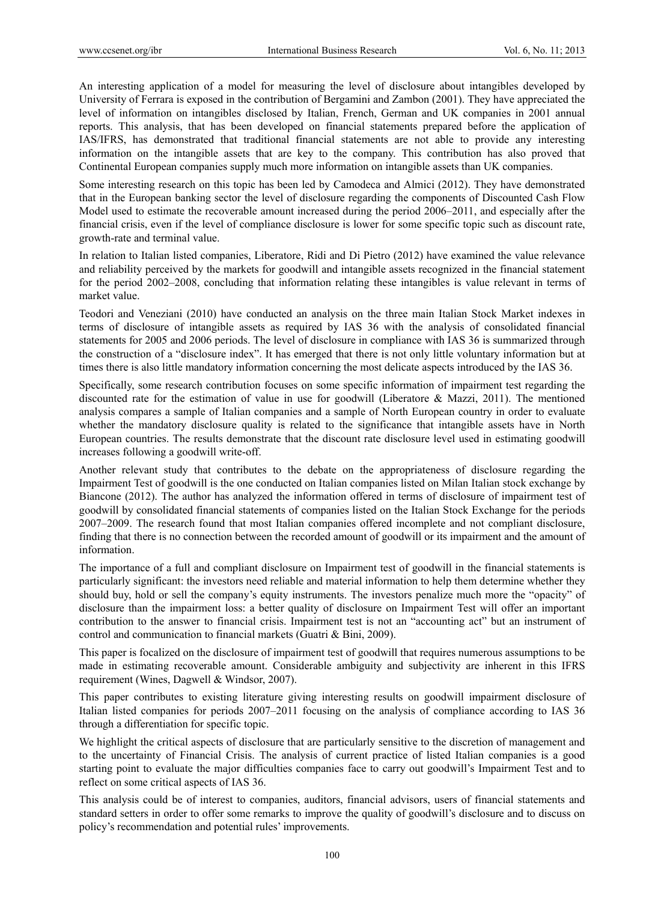An interesting application of a model for measuring the level of disclosure about intangibles developed by University of Ferrara is exposed in the contribution of Bergamini and Zambon (2001). They have appreciated the level of information on intangibles disclosed by Italian, French, German and UK companies in 2001 annual reports. This analysis, that has been developed on financial statements prepared before the application of IAS/IFRS, has demonstrated that traditional financial statements are not able to provide any interesting information on the intangible assets that are key to the company. This contribution has also proved that Continental European companies supply much more information on intangible assets than UK companies.

Some interesting research on this topic has been led by Camodeca and Almici (2012). They have demonstrated that in the European banking sector the level of disclosure regarding the components of Discounted Cash Flow Model used to estimate the recoverable amount increased during the period 2006–2011, and especially after the financial crisis, even if the level of compliance disclosure is lower for some specific topic such as discount rate, growth-rate and terminal value.

In relation to Italian listed companies, Liberatore, Ridi and Di Pietro (2012) have examined the value relevance and reliability perceived by the markets for goodwill and intangible assets recognized in the financial statement for the period 2002–2008, concluding that information relating these intangibles is value relevant in terms of market value.

Teodori and Veneziani (2010) have conducted an analysis on the three main Italian Stock Market indexes in terms of disclosure of intangible assets as required by IAS 36 with the analysis of consolidated financial statements for 2005 and 2006 periods. The level of disclosure in compliance with IAS 36 is summarized through the construction of a "disclosure index". It has emerged that there is not only little voluntary information but at times there is also little mandatory information concerning the most delicate aspects introduced by the IAS 36.

Specifically, some research contribution focuses on some specific information of impairment test regarding the discounted rate for the estimation of value in use for goodwill (Liberatore & Mazzi, 2011). The mentioned analysis compares a sample of Italian companies and a sample of North European country in order to evaluate whether the mandatory disclosure quality is related to the significance that intangible assets have in North European countries. The results demonstrate that the discount rate disclosure level used in estimating goodwill increases following a goodwill write-off.

Another relevant study that contributes to the debate on the appropriateness of disclosure regarding the Impairment Test of goodwill is the one conducted on Italian companies listed on Milan Italian stock exchange by Biancone (2012). The author has analyzed the information offered in terms of disclosure of impairment test of goodwill by consolidated financial statements of companies listed on the Italian Stock Exchange for the periods 2007–2009. The research found that most Italian companies offered incomplete and not compliant disclosure, finding that there is no connection between the recorded amount of goodwill or its impairment and the amount of information.

The importance of a full and compliant disclosure on Impairment test of goodwill in the financial statements is particularly significant: the investors need reliable and material information to help them determine whether they should buy, hold or sell the company's equity instruments. The investors penalize much more the "opacity" of disclosure than the impairment loss: a better quality of disclosure on Impairment Test will offer an important contribution to the answer to financial crisis. Impairment test is not an "accounting act" but an instrument of control and communication to financial markets (Guatri & Bini, 2009).

This paper is focalized on the disclosure of impairment test of goodwill that requires numerous assumptions to be made in estimating recoverable amount. Considerable ambiguity and subjectivity are inherent in this IFRS requirement (Wines, Dagwell & Windsor, 2007).

This paper contributes to existing literature giving interesting results on goodwill impairment disclosure of Italian listed companies for periods 2007–2011 focusing on the analysis of compliance according to IAS 36 through a differentiation for specific topic.

We highlight the critical aspects of disclosure that are particularly sensitive to the discretion of management and to the uncertainty of Financial Crisis. The analysis of current practice of listed Italian companies is a good starting point to evaluate the major difficulties companies face to carry out goodwill's Impairment Test and to reflect on some critical aspects of IAS 36.

This analysis could be of interest to companies, auditors, financial advisors, users of financial statements and standard setters in order to offer some remarks to improve the quality of goodwill's disclosure and to discuss on policy's recommendation and potential rules' improvements.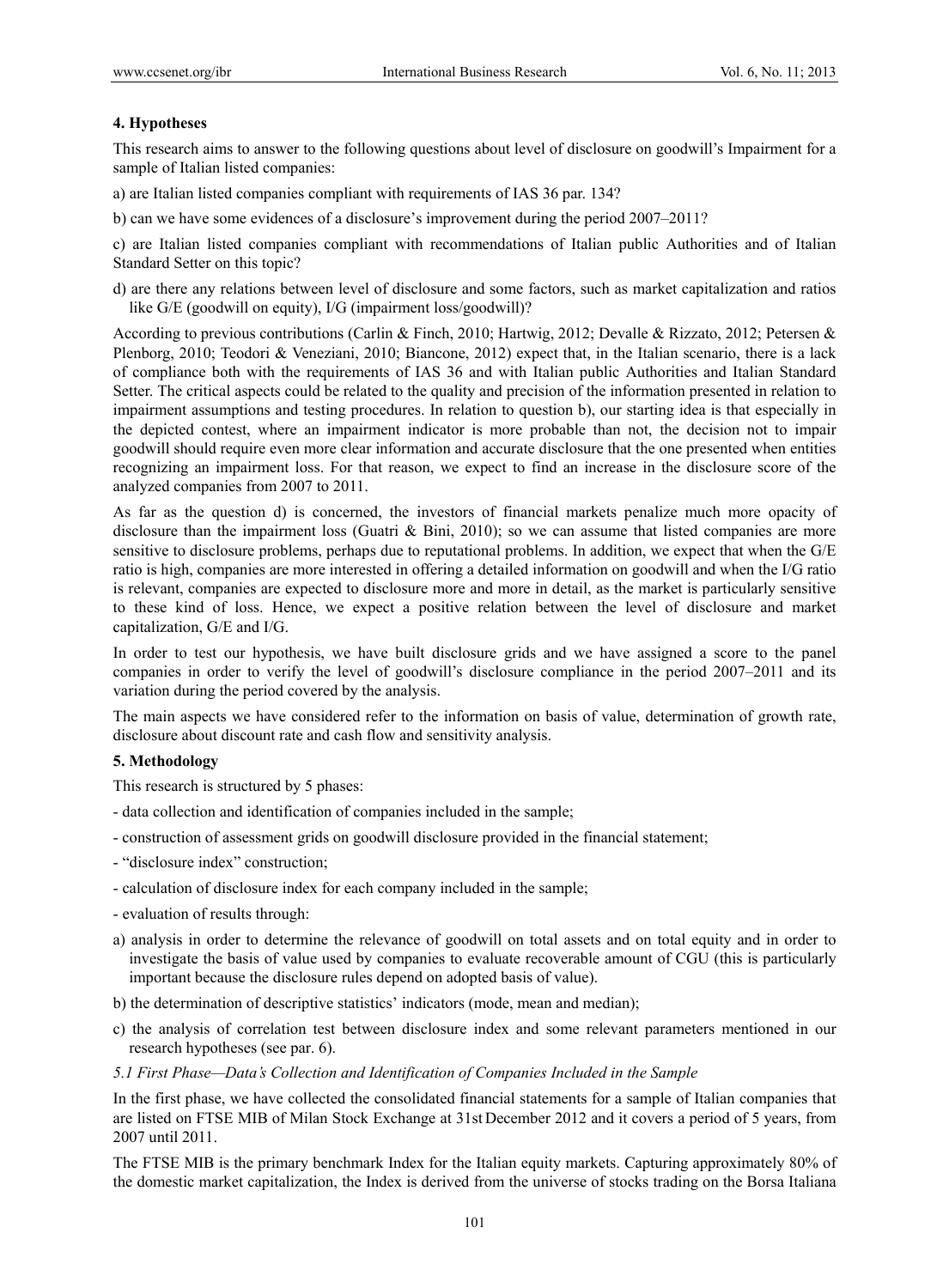### 4. Hypotheses

This research aims to answer to the following questions about level of disclosure on goodwill's Impairment for a sample of Italian listed companies:

a) are Italian listed companies compliant with requirements of IAS 36 par. 134?

b) can we have some evidences of a disclosure's improvement during the period 2007–2011?

c) are Italian listed companies compliant with recommendations of Italian public Authorities and of Italian Standard Setter on this topic?

d) are there any relations between level of disclosure and some factors, such as market capitalization and ratios like G/E (goodwill on equity), I/G (impairment loss/goodwill)?

According to previous contributions (Carlin & Finch, 2010; Hartwig, 2012; Devalle & Rizzato, 2012; Petersen & Plenborg, 2010; Teodori & Veneziani, 2010; Biancone, 2012) expect that, in the Italian scenario, there is a lack of compliance both with the requirements of IAS 36 and with Italian public Authorities and Italian Standard Setter. The critical aspects could be related to the quality and precision of the information presented in relation to impairment assumptions and testing procedures. In relation to question b), our starting idea is that especially in the depicted contest, where an impairment indicator is more probable than not, the decision not to impair goodwill should require even more clear information and accurate disclosure that the one presented when entities recognizing an impairment loss. For that reason, we expect to find an increase in the disclosure score of the analyzed companies from 2007 to 2011.

As far as the question d) is concerned, the investors of financial markets penalize much more opacity of disclosure than the impairment loss (Guatri & Bini, 2010); so we can assume that listed companies are more sensitive to disclosure problems, perhaps due to reputational problems. In addition, we expect that when the G/E ratio is high, companies are more interested in offering a detailed information on goodwill and when the I/G ratio is relevant, companies are expected to disclosure more and more in detail, as the market is particularly sensitive to these kind of loss. Hence, we expect a positive relation between the level of disclosure and market capitalization, G/E and I/G.

In order to test our hypothesis, we have built disclosure grids and we have assigned a score to the panel companies in order to verify the level of goodwill's disclosure compliance in the period 2007–2011 and its variation during the period covered by the analysis.

The main aspects we have considered refer to the information on basis of value, determination of growth rate, disclosure about discount rate and cash flow and sensitivity analysis.

### 5. Methodology

This research is structured by 5 phases:

- data collection and identification of companies included in the sample;
- construction of assessment grids on goodwill disclosure provided in the financial statement;
- "disclosure index" construction;
- calculation of disclosure index for each company included in the sample;
- evaluation of results through:

a) analysis in order to determine the relevance of goodwill on total assets and on total equity and in order to investigate the basis of value used by companies to evaluate recoverable amount of CGU (this is particularly important because the disclosure rules depend on adopted basis of value).

b) the determination of descriptive statistics' indicators (mode, mean and median);

c) the analysis of correlation test between disclosure index and some relevant parameters mentioned in our research hypotheses (see par. 6).

#### *5.1 First Phase—Data's Collection and Identification of Companies Included in the Sample*

In the first phase, we have collected the consolidated financial statements for a sample of Italian companies that are listed on FTSE MIB of Milan Stock Exchange at 31st December 2012 and it covers a period of 5 years, from 2007 until 2011.

The FTSE MIB is the primary benchmark Index for the Italian equity markets. Capturing approximately 80% of the domestic market capitalization, the Index is derived from the universe of stocks trading on the Borsa Italiana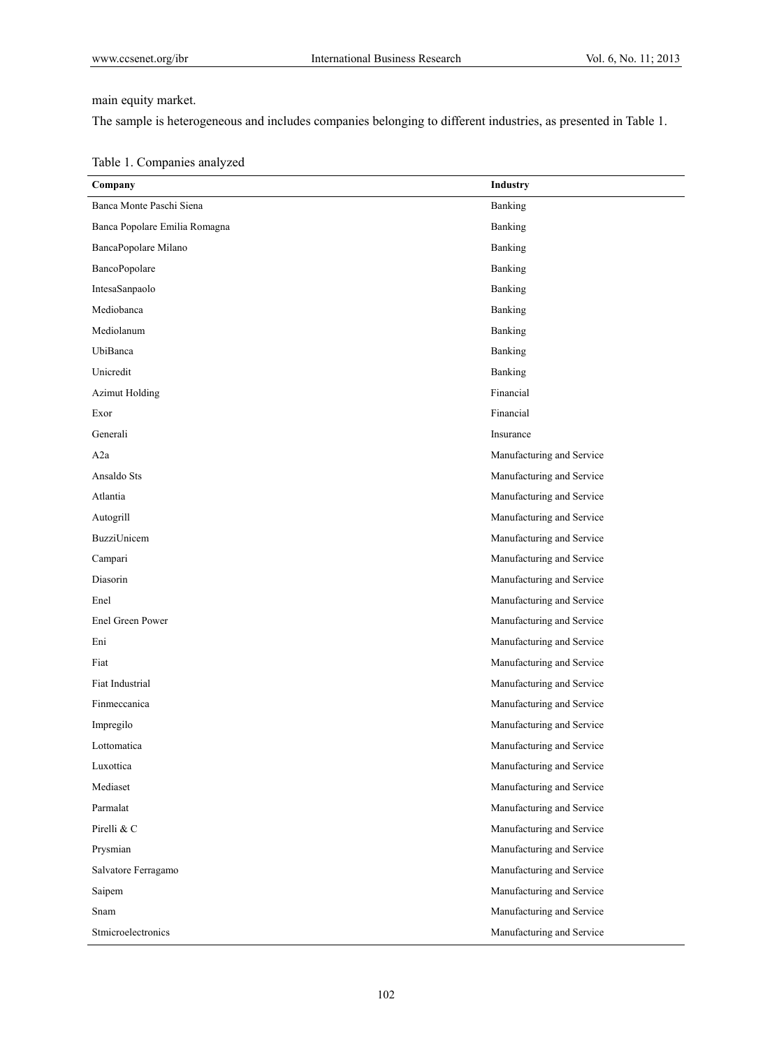main equity market.

The sample is heterogeneous and includes companies belonging to different industries, as presented in Table 1.

Table 1. Companies analyzed

| **Company** | **Industry** |
|---|---|
| Banca Monte Paschi Siena | Banking |
| Banca Popolare Emilia Romagna | Banking |
| BancaPopolare Milano | Banking |
| BancoPopolare | Banking |
| IntesaSanpaolo | Banking |
| Mediobanca | Banking |
| Mediolanum | Banking |
| UbiBanca | Banking |
| Unicredit | Banking |
| Azimut Holding | Financial |
| Exor | Financial |
| Generali | Insurance |
| A2a | Manufacturing and Service |
| Ansaldo Sts | Manufacturing and Service |
| Atlantia | Manufacturing and Service |
| Autogrill | Manufacturing and Service |
| BuzziUnicem | Manufacturing and Service |
| Campari | Manufacturing and Service |
| Diasorin | Manufacturing and Service |
| Enel | Manufacturing and Service |
| Enel Green Power | Manufacturing and Service |
| Eni | Manufacturing and Service |
| Fiat | Manufacturing and Service |
| Fiat Industrial | Manufacturing and Service |
| Finmeccanica | Manufacturing and Service |
| Impregilo | Manufacturing and Service |
| Lottomatica | Manufacturing and Service |
| Luxottica | Manufacturing and Service |
| Mediaset | Manufacturing and Service |
| Parmalat | Manufacturing and Service |
| Pirelli & C | Manufacturing and Service |
| Prysmian | Manufacturing and Service |
| Salvatore Ferragamo | Manufacturing and Service |
| Saipem | Manufacturing and Service |
| Snam | Manufacturing and Service |
| Stmicroelectronics | Manufacturing and Service |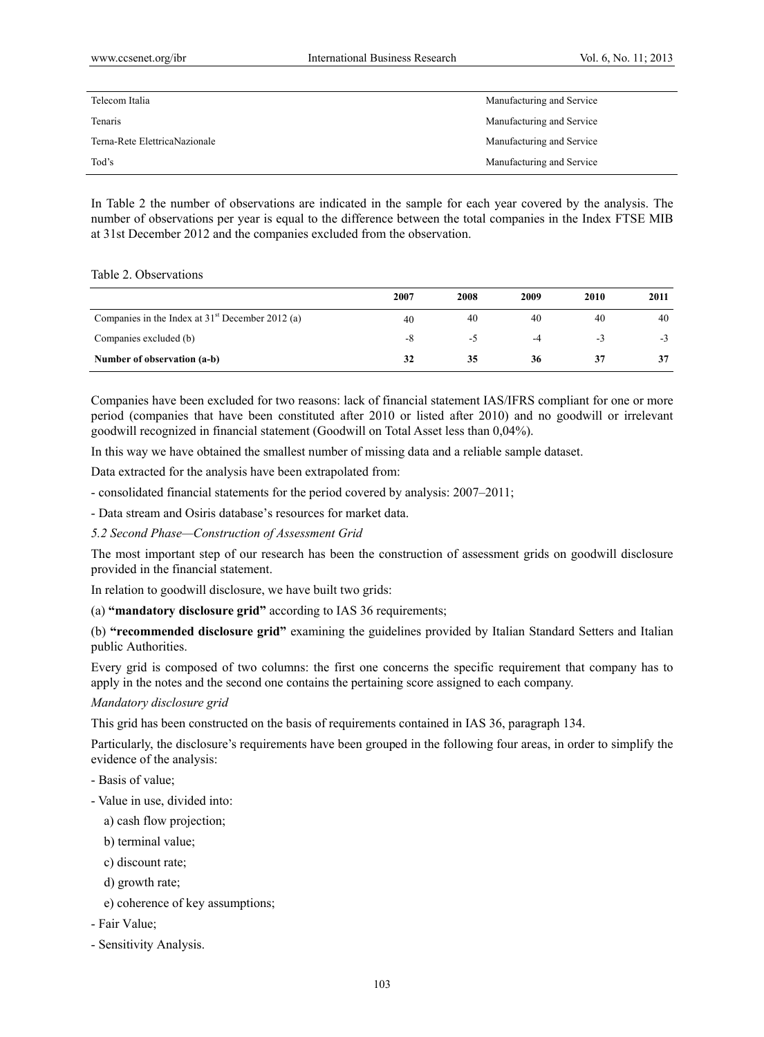| | |
|---|---|
| Telecom Italia | Manufacturing and Service |
| Tenaris | Manufacturing and Service |
| Terna-Rete ElettricaNazionale | Manufacturing and Service |
| Tod's | Manufacturing and Service |

In Table 2 the number of observations are indicated in the sample for each year covered by the analysis. The number of observations per year is equal to the difference between the total companies in the Index FTSE MIB at 31st December 2012 and the companies excluded from the observation.

Table 2. Observations

| | 2007 | 2008 | 2009 | 2010 | 2011 |
|---|---|---|---|---|---|
| Companies in the Index at 31st December 2012 (a) | 40 | 40 | 40 | 40 | 40 |
| Companies excluded (b) | -8 | -5 | -4 | -3 | -3 |
| **Number of observation (a-b)** | **32** | **35** | **36** | **37** | **37** |

Companies have been excluded for two reasons: lack of financial statement IAS/IFRS compliant for one or more period (companies that have been constituted after 2010 or listed after 2010) and no goodwill or irrelevant goodwill recognized in financial statement (Goodwill on Total Asset less than 0,04%).

In this way we have obtained the smallest number of missing data and a reliable sample dataset.

Data extracted for the analysis have been extrapolated from:

- consolidated financial statements for the period covered by analysis: 2007–2011;

- Data stream and Osiris database's resources for market data.

*5.2 Second Phase—Construction of Assessment Grid*

The most important step of our research has been the construction of assessment grids on goodwill disclosure provided in the financial statement.

In relation to goodwill disclosure, we have built two grids:

(a) **"mandatory disclosure grid"** according to IAS 36 requirements;

(b) **"recommended disclosure grid"** examining the guidelines provided by Italian Standard Setters and Italian public Authorities.

Every grid is composed of two columns: the first one concerns the specific requirement that company has to apply in the notes and the second one contains the pertaining score assigned to each company.

*Mandatory disclosure grid*

This grid has been constructed on the basis of requirements contained in IAS 36, paragraph 134.

Particularly, the disclosure's requirements have been grouped in the following four areas, in order to simplify the evidence of the analysis:

- Basis of value;
- Value in use, divided into:
    a) cash flow projection;
    b) terminal value;
    c) discount rate;
    d) growth rate;
    e) coherence of key assumptions;
- Fair Value;
- Sensitivity Analysis.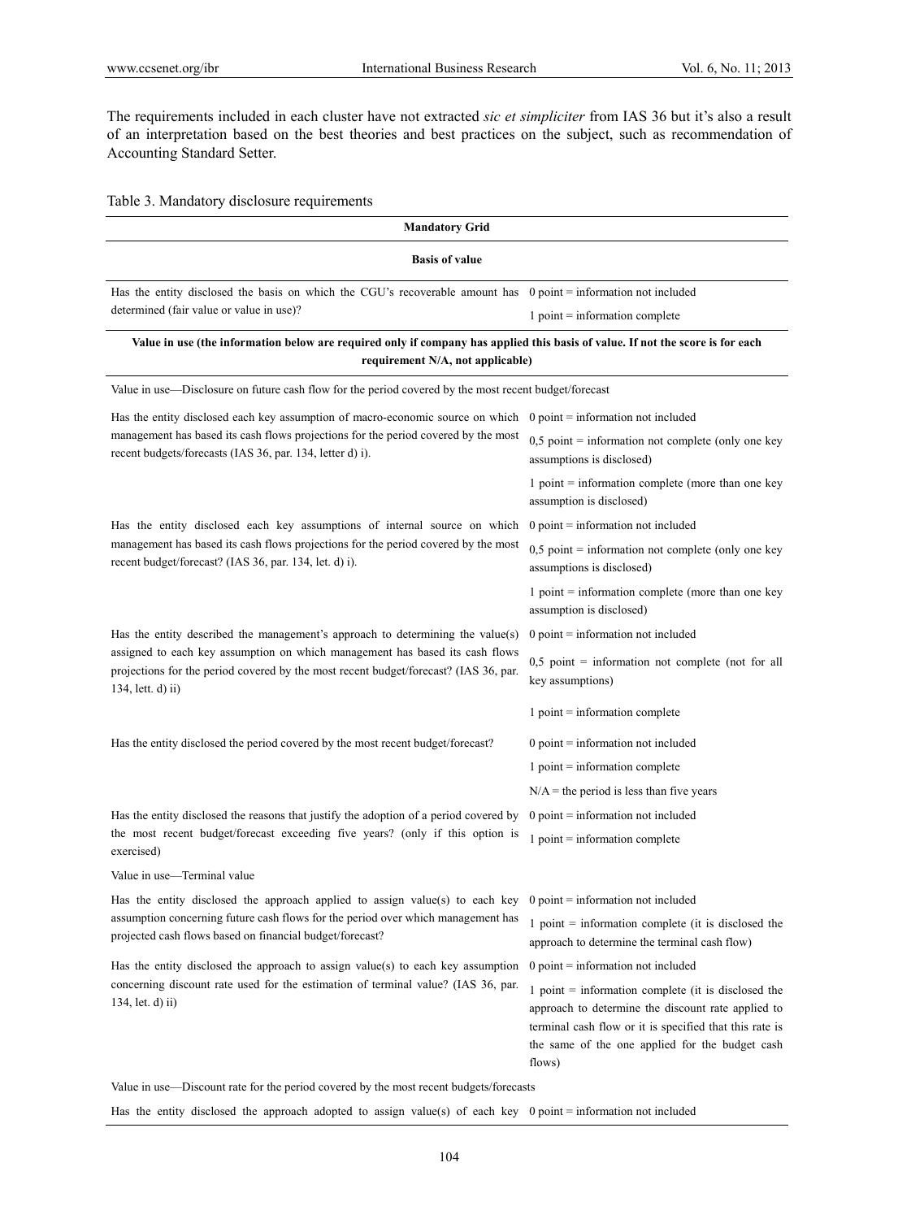The requirements included in each cluster have not extracted *sic et simpliciter* from IAS 36 but it's also a result of an interpretation based on the best theories and best practices on the subject, such as recommendation of Accounting Standard Setter.

Table 3. Mandatory disclosure requirements

| **Mandatory Grid** | |
|---|---|
| **Basis of value** | |
| Has the entity disclosed the basis on which the CGU's recoverable amount has determined (fair value or value in use)? | 0 point = information not included<br>1 point = information complete |
| **Value in use (the information below are required only if company has applied this basis of value. If not the score is for each requirement N/A, not applicable)** | |
| Value in use—Disclosure on future cash flow for the period covered by the most recent budget/forecast | |
| Has the entity disclosed each key assumption of macro-economic source on which management has based its cash flows projections for the period covered by the most recent budgets/forecasts (IAS 36, par. 134, letter d) i). | 0 point = information not included<br>0,5 point = information not complete (only one key assumptions is disclosed)<br>1 point = information complete (more than one key assumption is disclosed) |
| Has the entity disclosed each key assumptions of internal source on which management has based its cash flows projections for the period covered by the most recent budget/forecast? (IAS 36, par. 134, let. d) i). | 0 point = information not included<br>0,5 point = information not complete (only one key assumptions is disclosed)<br>1 point = information complete (more than one key assumption is disclosed) |
| Has the entity described the management's approach to determining the value(s) assigned to each key assumption on which management has based its cash flows projections for the period covered by the most recent budget/forecast? (IAS 36, par. 134, lett. d) ii) | 0 point = information not included<br>0,5 point = information not complete (not for all key assumptions)<br>1 point = information complete |
| Has the entity disclosed the period covered by the most recent budget/forecast? | 0 point = information not included<br>1 point = information complete<br>N/A = the period is less than five years |
| Has the entity disclosed the reasons that justify the adoption of a period covered by the most recent budget/forecast exceeding five years? (only if this option is exercised) | 0 point = information not included<br>1 point = information complete |
| Value in use—Terminal value | |
| Has the entity disclosed the approach applied to assign value(s) to each key assumption concerning future cash flows for the period over which management has projected cash flows based on financial budget/forecast? | 0 point = information not included<br>1 point = information complete (it is disclosed the approach to determine the terminal cash flow) |
| Has the entity disclosed the approach to assign value(s) to each key assumption concerning discount rate used for the estimation of terminal value? (IAS 36, par. 134, let. d) ii) | 0 point = information not included<br>1 point = information complete (it is disclosed the approach to determine the discount rate applied to terminal cash flow or it is specified that this rate is the same of the one applied for the budget cash flows) |
| Value in use—Discount rate for the period covered by the most recent budgets/forecasts | |
| Has the entity disclosed the approach adopted to assign value(s) of each key | 0 point = information not included |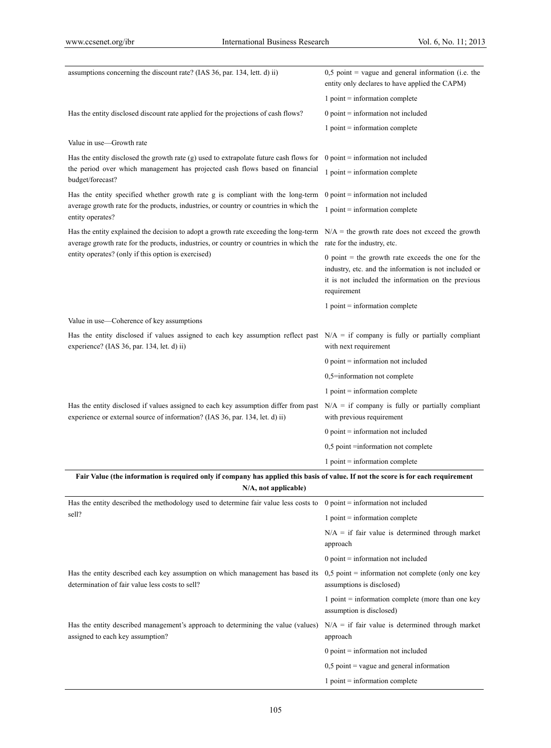| | |
|---|---|
| assumptions concerning the discount rate? (IAS 36, par. 134, lett. d) ii) | 0,5 point = vague and general information (i.e. the entity only declares to have applied the CAPM) |
| | 1 point = information complete |
| Has the entity disclosed discount rate applied for the projections of cash flows? | 0 point = information not included |
| | 1 point = information complete |
| Value in use—Growth rate | |
| Has the entity disclosed the growth rate (g) used to extrapolate future cash flows for the period over which management has projected cash flows based on financial budget/forecast? | 0 point = information not included |
| | 1 point = information complete |
| Has the entity specified whether growth rate g is compliant with the long-term average growth rate for the products, industries, or country or countries in which the entity operates? | 0 point = information not included |
| | 1 point = information complete |
| Has the entity explained the decision to adopt a growth rate exceeding the long-term average growth rate for the products, industries, or country or countries in which the entity operates? (only if this option is exercised) | N/A = the growth rate does not exceed the growth rate for the industry, etc. |
| | 0 point = the growth rate exceeds the one for the industry, etc. and the information is not included or it is not included the information on the previous requirement |
| | 1 point = information complete |
| Value in use—Coherence of key assumptions | |
| Has the entity disclosed if values assigned to each key assumption reflect past experience? (IAS 36, par. 134, let. d) ii) | N/A = if company is fully or partially compliant with next requirement |
| | 0 point = information not included |
| | 0,5=information not complete |
| | 1 point = information complete |
| Has the entity disclosed if values assigned to each key assumption differ from past experience or external source of information? (IAS 36, par. 134, let. d) ii) | N/A = if company is fully or partially compliant with previous requirement |
| | 0 point = information not included |
| | 0,5 point =information not complete |
| | 1 point = information complete |
| **Fair Value (the information is required only if company has applied this basis of value. If not the score is for each requirement N/A, not applicable)** | |
| Has the entity described the methodology used to determine fair value less costs to sell? | 0 point = information not included |
| | 1 point = information complete |
| | N/A = if fair value is determined through market approach |
| | 0 point = information not included |
| Has the entity described each key assumption on which management has based its determination of fair value less costs to sell? | 0,5 point = information not complete (only one key assumptions is disclosed) |
| | 1 point = information complete (more than one key assumption is disclosed) |
| Has the entity described management's approach to determining the value (values) assigned to each key assumption? | N/A = if fair value is determined through market approach |
| | 0 point = information not included |
| | 0,5 point = vague and general information |
| | 1 point = information complete |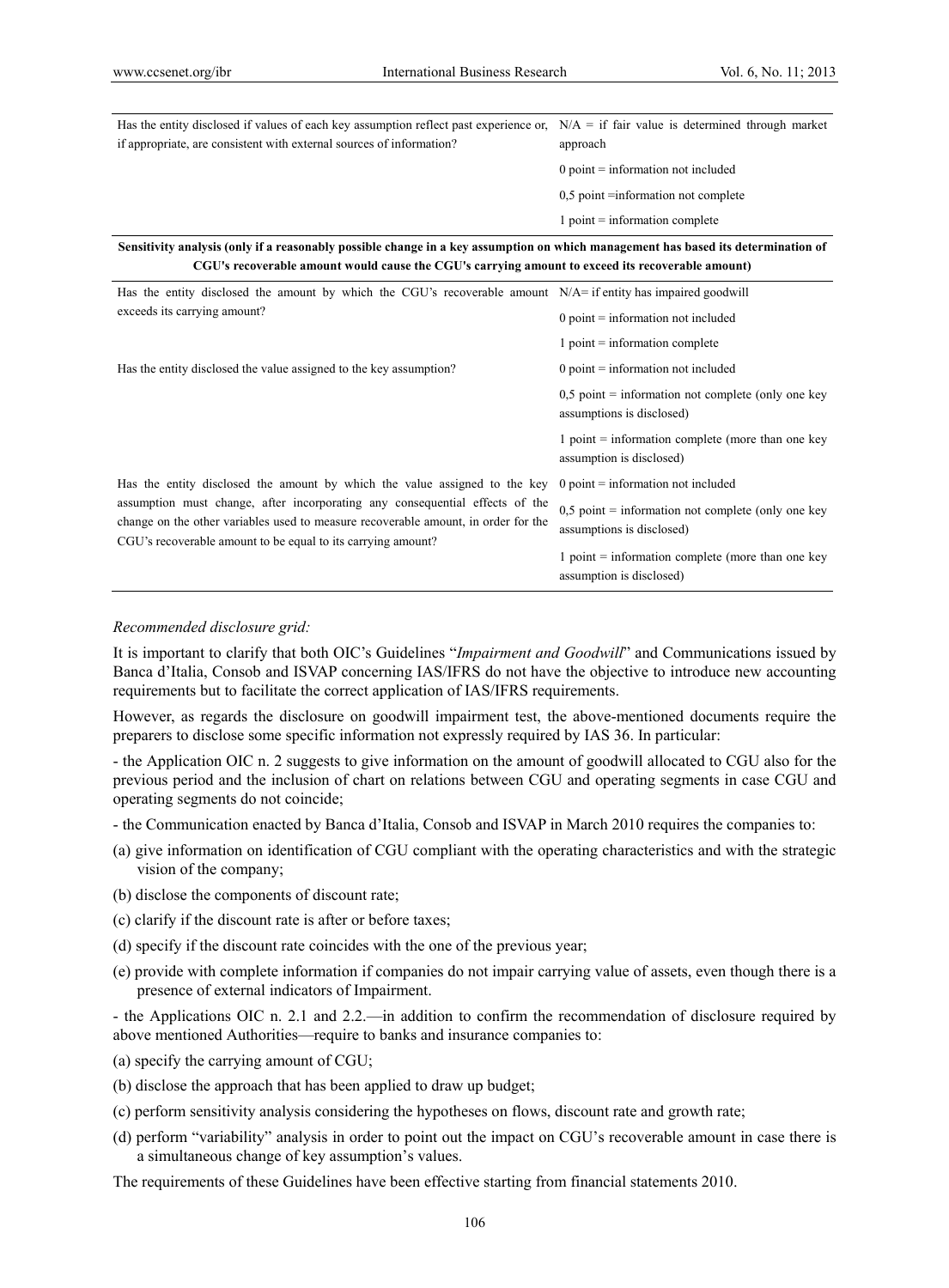| | |
|---|---|
| Has the entity disclosed if values of each key assumption reflect past experience or, if appropriate, are consistent with external sources of information? | N/A = if fair value is determined through market approach<br>0 point = information not included<br>0,5 point =information not complete<br>1 point = information complete |
| **Sensitivity analysis (only if a reasonably possible change in a key assumption on which management has based its determination of CGU's recoverable amount would cause the CGU's carrying amount to exceed its recoverable amount)** | |
| Has the entity disclosed the amount by which the CGU's recoverable amount exceeds its carrying amount? | N/A= if entity has impaired goodwill<br>0 point = information not included<br>1 point = information complete |
| Has the entity disclosed the value assigned to the key assumption? | 0 point = information not included<br>0,5 point = information not complete (only one key assumptions is disclosed)<br>1 point = information complete (more than one key assumption is disclosed) |
| Has the entity disclosed the amount by which the value assigned to the key assumption must change, after incorporating any consequential effects of the change on the other variables used to measure recoverable amount, in order for the CGU's recoverable amount to be equal to its carrying amount? | 0 point = information not included<br>0,5 point = information not complete (only one key assumptions is disclosed)<br>1 point = information complete (more than one key assumption is disclosed) |

*Recommended disclosure grid:*

It is important to clarify that both OIC's Guidelines "*Impairment and Goodwill*" and Communications issued by Banca d'Italia, Consob and ISVAP concerning IAS/IFRS do not have the objective to introduce new accounting requirements but to facilitate the correct application of IAS/IFRS requirements.

However, as regards the disclosure on goodwill impairment test, the above-mentioned documents require the preparers to disclose some specific information not expressly required by IAS 36. In particular:

- the Application OIC n. 2 suggests to give information on the amount of goodwill allocated to CGU also for the previous period and the inclusion of chart on relations between CGU and operating segments in case CGU and operating segments do not coincide;

- the Communication enacted by Banca d'Italia, Consob and ISVAP in March 2010 requires the companies to:

(a) give information on identification of CGU compliant with the operating characteristics and with the strategic vision of the company;

(b) disclose the components of discount rate;

(c) clarify if the discount rate is after or before taxes;

(d) specify if the discount rate coincides with the one of the previous year;

(e) provide with complete information if companies do not impair carrying value of assets, even though there is a presence of external indicators of Impairment.

- the Applications OIC n. 2.1 and 2.2.—in addition to confirm the recommendation of disclosure required by above mentioned Authorities—require to banks and insurance companies to:

(a) specify the carrying amount of CGU;

(b) disclose the approach that has been applied to draw up budget;

(c) perform sensitivity analysis considering the hypotheses on flows, discount rate and growth rate;

(d) perform "variability" analysis in order to point out the impact on CGU's recoverable amount in case there is a simultaneous change of key assumption's values.

The requirements of these Guidelines have been effective starting from financial statements 2010.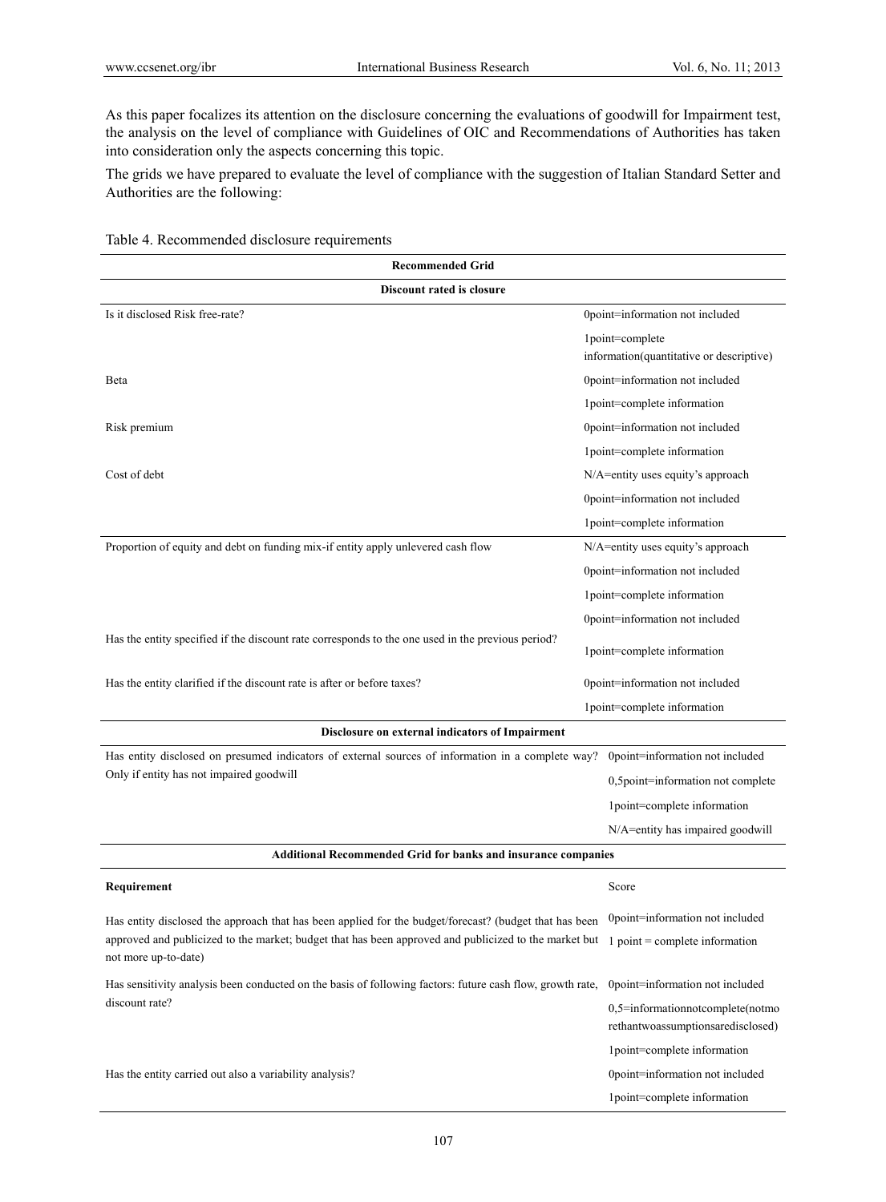As this paper focalizes its attention on the disclosure concerning the evaluations of goodwill for Impairment test, the analysis on the level of compliance with Guidelines of OIC and Recommendations of Authorities has taken into consideration only the aspects concerning this topic.

The grids we have prepared to evaluate the level of compliance with the suggestion of Italian Standard Setter and Authorities are the following:

Table 4. Recommended disclosure requirements

| **Recommended Grid** | |
|---|---|
| **Discount rated is closure** | |
| Is it disclosed Risk free-rate? | 0point=information not included |
| | 1point=complete information(quantitative or descriptive) |
| Beta | 0point=information not included |
| | 1point=complete information |
| Risk premium | 0point=information not included |
| | 1point=complete information |
| Cost of debt | N/A=entity uses equity's approach |
| | 0point=information not included |
| | 1point=complete information |
| Proportion of equity and debt on funding mix-if entity apply unlevered cash flow | N/A=entity uses equity's approach |
| | 0point=information not included |
| | 1point=complete information |
| Has the entity specified if the discount rate corresponds to the one used in the previous period? | 0point=information not included |
| | 1point=complete information |
| Has the entity clarified if the discount rate is after or before taxes? | 0point=information not included |
| | 1point=complete information |
| **Disclosure on external indicators of Impairment** | |
| Has entity disclosed on presumed indicators of external sources of information in a complete way? Only if entity has not impaired goodwill | 0point=information not included |
| | 0,5point=information not complete |
| | 1point=complete information |
| | N/A=entity has impaired goodwill |
| **Additional Recommended Grid for banks and insurance companies** | |
| **Requirement** | Score |
| Has entity disclosed the approach that has been applied for the budget/forecast? (budget that has been approved and publicized to the market; budget that has been approved and publicized to the market but not more up-to-date) | 0point=information not included |
| | 1 point = complete information |
| Has sensitivity analysis been conducted on the basis of following factors: future cash flow, growth rate, discount rate? | 0point=information not included |
| | 0,5=informationnotcomplete(notmorethantwoassumptionsaredisclosed) |
| | 1point=complete information |
| Has the entity carried out also a variability analysis? | 0point=information not included |
| | 1point=complete information |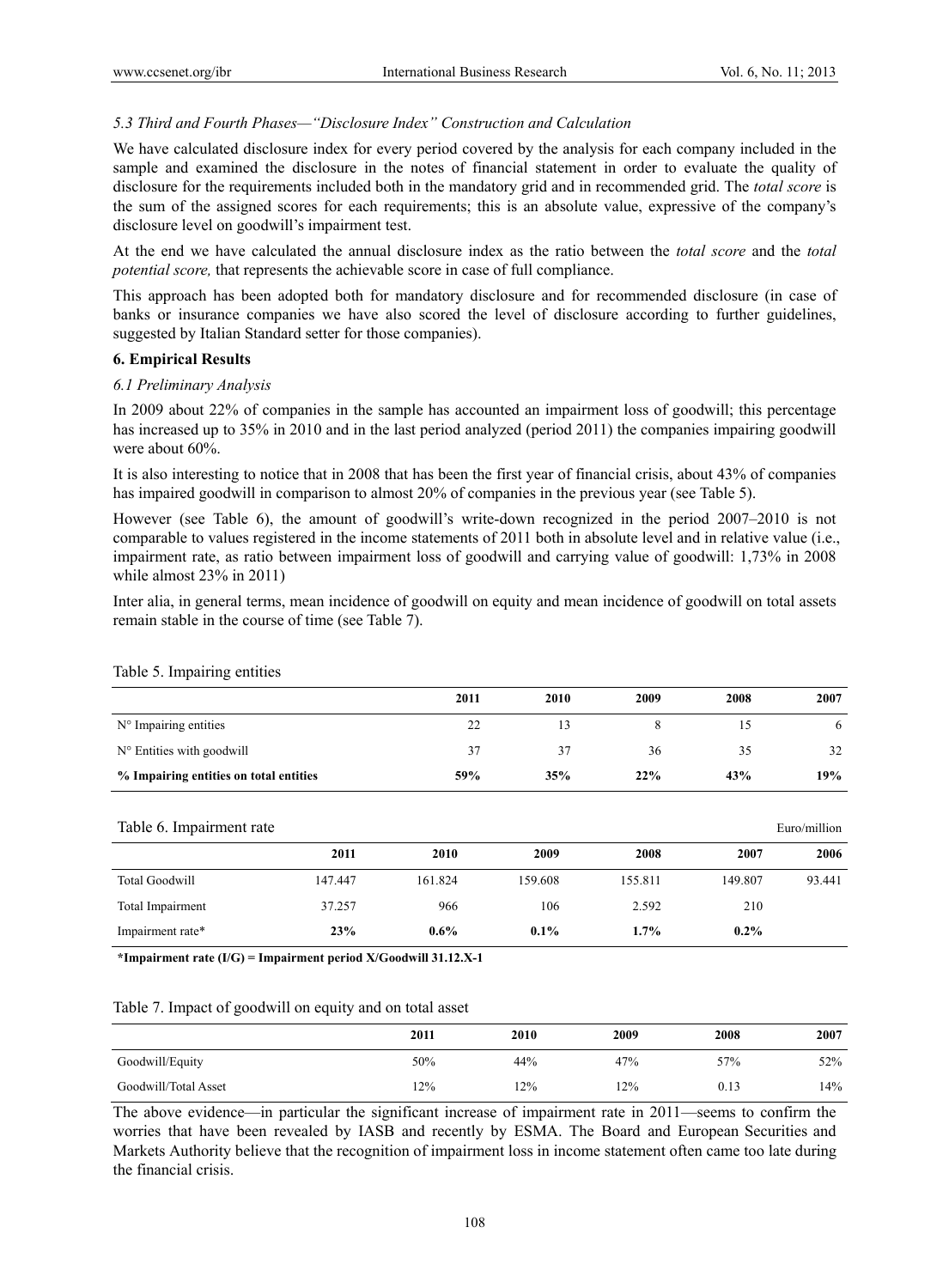### *5.3 Third and Fourth Phases—"Disclosure Index" Construction and Calculation*

We have calculated disclosure index for every period covered by the analysis for each company included in the sample and examined the disclosure in the notes of financial statement in order to evaluate the quality of disclosure for the requirements included both in the mandatory grid and in recommended grid. The *total score* is the sum of the assigned scores for each requirements; this is an absolute value, expressive of the company's disclosure level on goodwill's impairment test.

At the end we have calculated the annual disclosure index as the ratio between the *total score* and the *total potential score,* that represents the achievable score in case of full compliance.

This approach has been adopted both for mandatory disclosure and for recommended disclosure (in case of banks or insurance companies we have also scored the level of disclosure according to further guidelines, suggested by Italian Standard setter for those companies).

## 6. Empirical Results

### *6.1 Preliminary Analysis*

In 2009 about 22% of companies in the sample has accounted an impairment loss of goodwill; this percentage has increased up to 35% in 2010 and in the last period analyzed (period 2011) the companies impairing goodwill were about 60%.

It is also interesting to notice that in 2008 that has been the first year of financial crisis, about 43% of companies has impaired goodwill in comparison to almost 20% of companies in the previous year (see Table 5).

However (see Table 6), the amount of goodwill's write-down recognized in the period 2007–2010 is not comparable to values registered in the income statements of 2011 both in absolute level and in relative value (i.e., impairment rate, as ratio between impairment loss of goodwill and carrying value of goodwill: 1,73% in 2008 while almost 23% in 2011)

Inter alia, in general terms, mean incidence of goodwill on equity and mean incidence of goodwill on total assets remain stable in the course of time (see Table 7).

Table 5. Impairing entities

| | 2011 | 2010 | 2009 | 2008 | 2007 |
|---|---|---|---|---|---|
| N° Impairing entities | 22 | 13 | 8 | 15 | 6 |
| N° Entities with goodwill | 37 | 37 | 36 | 35 | 32 |
| **% Impairing entities on total entities** | **59%** | **35%** | **22%** | **43%** | **19%** |

Table 6. Impairment rate — Euro/million

| | 2011 | 2010 | 2009 | 2008 | 2007 | 2006 |
|---|---|---|---|---|---|---|
| Total Goodwill | 147.447 | 161.824 | 159.608 | 155.811 | 149.807 | 93.441 |
| Total Impairment | 37.257 | 966 | 106 | 2.592 | 210 | |
| Impairment rate* | **23%** | **0.6%** | **0.1%** | **1.7%** | **0.2%** | |

**\*Impairment rate (I/G) = Impairment period X/Goodwill 31.12.X-1**

Table 7. Impact of goodwill on equity and on total asset

| | 2011 | 2010 | 2009 | 2008 | 2007 |
|---|---|---|---|---|---|
| Goodwill/Equity | 50% | 44% | 47% | 57% | 52% |
| Goodwill/Total Asset | 12% | 12% | 12% | 0.13 | 14% |

The above evidence—in particular the significant increase of impairment rate in 2011—seems to confirm the worries that have been revealed by IASB and recently by ESMA. The Board and European Securities and Markets Authority believe that the recognition of impairment loss in income statement often came too late during the financial crisis.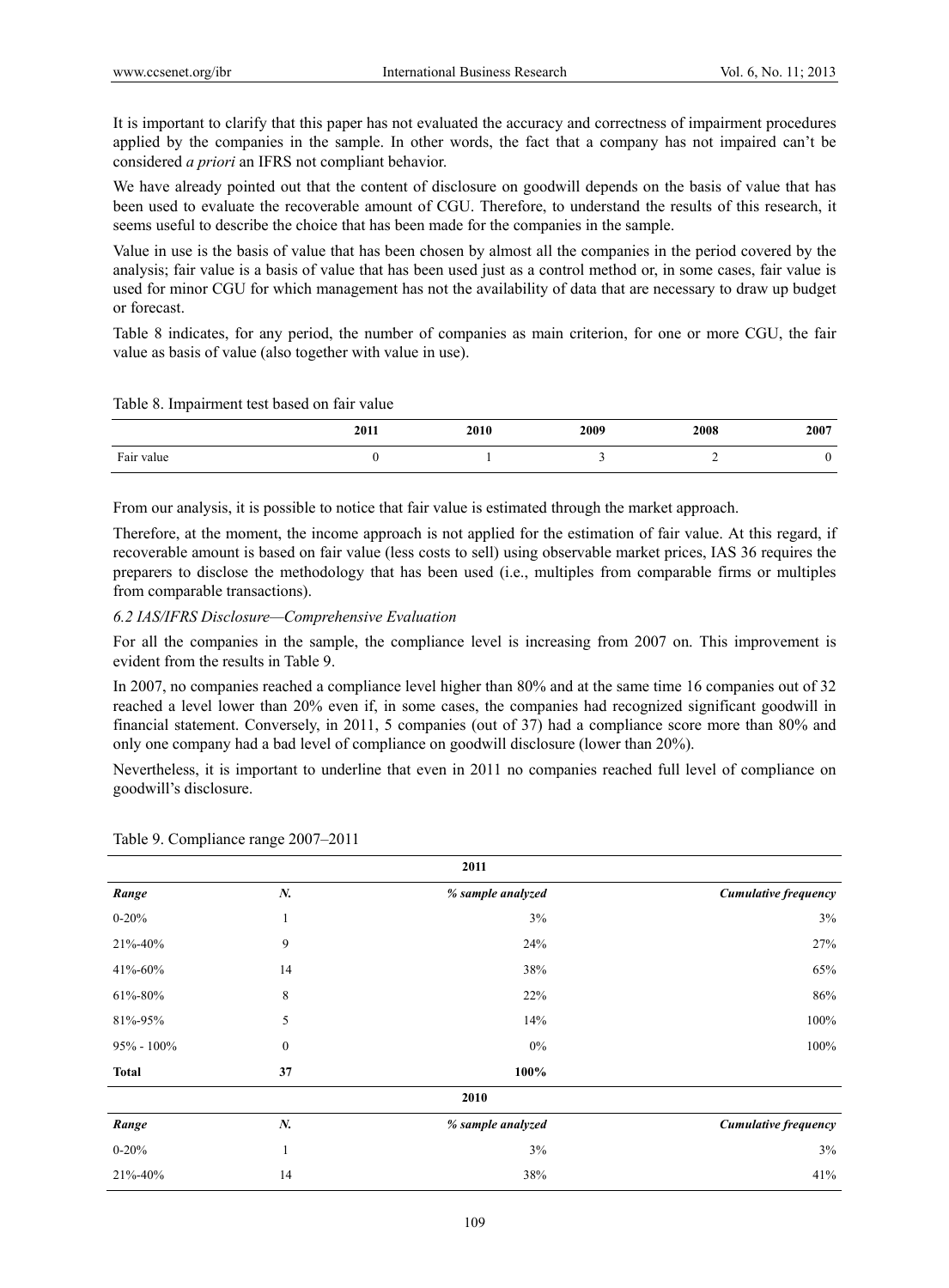It is important to clarify that this paper has not evaluated the accuracy and correctness of impairment procedures applied by the companies in the sample. In other words, the fact that a company has not impaired can't be considered *a priori* an IFRS not compliant behavior.

We have already pointed out that the content of disclosure on goodwill depends on the basis of value that has been used to evaluate the recoverable amount of CGU. Therefore, to understand the results of this research, it seems useful to describe the choice that has been made for the companies in the sample.

Value in use is the basis of value that has been chosen by almost all the companies in the period covered by the analysis; fair value is a basis of value that has been used just as a control method or, in some cases, fair value is used for minor CGU for which management has not the availability of data that are necessary to draw up budget or forecast.

Table 8 indicates, for any period, the number of companies as main criterion, for one or more CGU, the fair value as basis of value (also together with value in use).

Table 8. Impairment test based on fair value

| | 2011 | 2010 | 2009 | 2008 | 2007 |
|---|---|---|---|---|---|
| Fair value | 0 | 1 | 3 | 2 | 0 |

From our analysis, it is possible to notice that fair value is estimated through the market approach.

Therefore, at the moment, the income approach is not applied for the estimation of fair value. At this regard, if recoverable amount is based on fair value (less costs to sell) using observable market prices, IAS 36 requires the preparers to disclose the methodology that has been used (i.e., multiples from comparable firms or multiples from comparable transactions).

### *6.2 IAS/IFRS Disclosure—Comprehensive Evaluation*

For all the companies in the sample, the compliance level is increasing from 2007 on. This improvement is evident from the results in Table 9.

In 2007, no companies reached a compliance level higher than 80% and at the same time 16 companies out of 32 reached a level lower than 20% even if, in some cases, the companies had recognized significant goodwill in financial statement. Conversely, in 2011, 5 companies (out of 37) had a compliance score more than 80% and only one company had a bad level of compliance on goodwill disclosure (lower than 20%).

Nevertheless, it is important to underline that even in 2011 no companies reached full level of compliance on goodwill's disclosure.

Table 9. Compliance range 2007–2011

| | | 2011 | |
|---|---|---|---|
| ***Range*** | ***N.*** | ***% sample analyzed*** | ***Cumulative frequency*** |
| 0-20% | 1 | 3% | 3% |
| 21%-40% | 9 | 24% | 27% |
| 41%-60% | 14 | 38% | 65% |
| 61%-80% | 8 | 22% | 86% |
| 81%-95% | 5 | 14% | 100% |
| 95% - 100% | 0 | 0% | 100% |
| **Total** | **37** | **100%** | |
| | | **2010** | |
| ***Range*** | ***N.*** | ***% sample analyzed*** | ***Cumulative frequency*** |
| 0-20% | 1 | 3% | 3% |
| 21%-40% | 14 | 38% | 41% |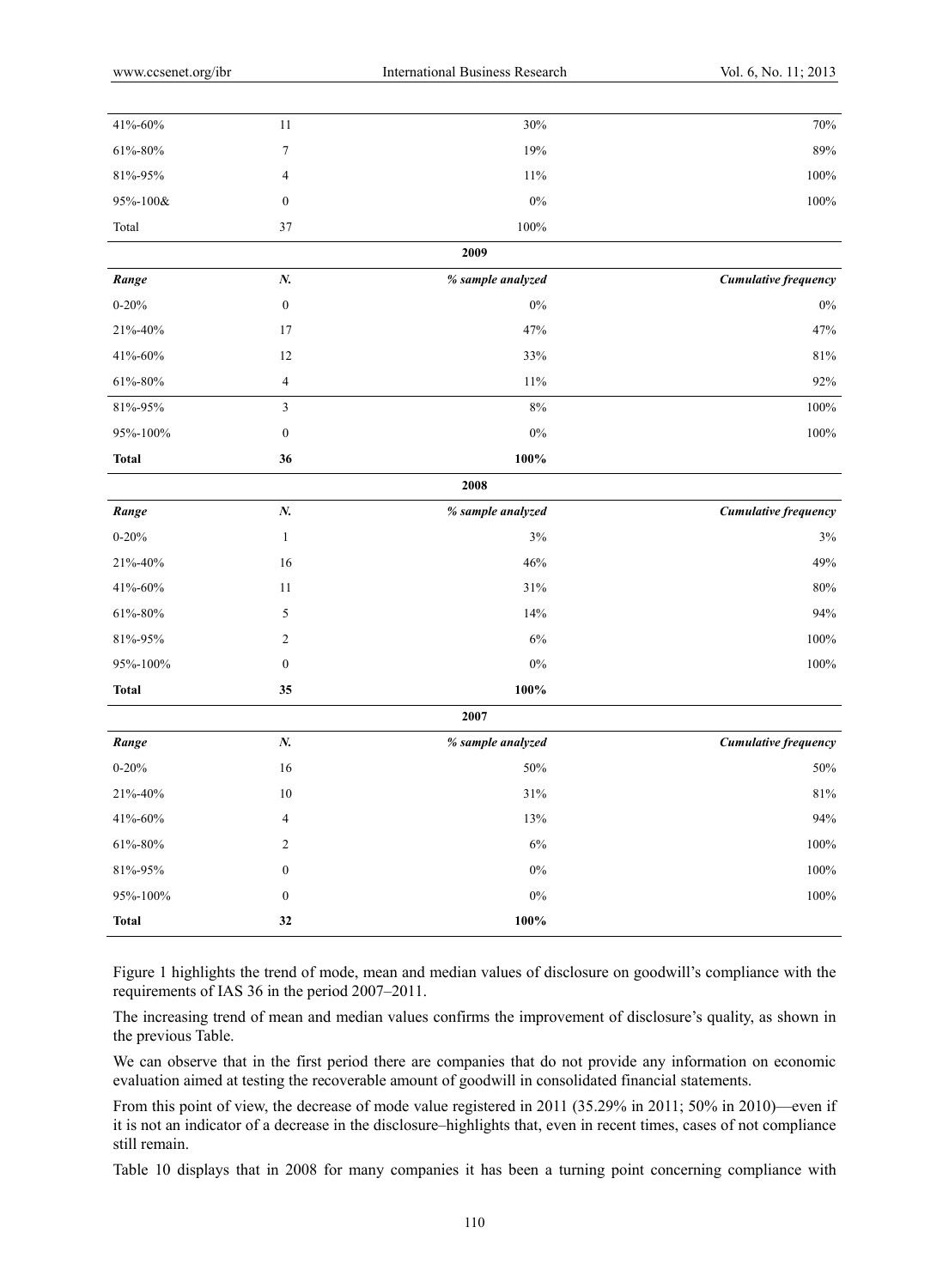| Range | N. | % sample analyzed | Cumulative frequency |
|---|---|---|---|
| 41%-60% | 11 | 30% | 70% |
| 61%-80% | 7 | 19% | 89% |
| 81%-95% | 4 | 11% | 100% |
| 95%-100& | 0 | 0% | 100% |
| Total | 37 | 100% | |
| | | **2009** | |
| ***Range*** | ***N.*** | ***% sample analyzed*** | ***Cumulative frequency*** |
| 0-20% | 0 | 0% | 0% |
| 21%-40% | 17 | 47% | 47% |
| 41%-60% | 12 | 33% | 81% |
| 61%-80% | 4 | 11% | 92% |
| 81%-95% | 3 | 8% | 100% |
| 95%-100% | 0 | 0% | 100% |
| **Total** | **36** | **100%** | |
| | | **2008** | |
| ***Range*** | ***N.*** | ***% sample analyzed*** | ***Cumulative frequency*** |
| 0-20% | 1 | 3% | 3% |
| 21%-40% | 16 | 46% | 49% |
| 41%-60% | 11 | 31% | 80% |
| 61%-80% | 5 | 14% | 94% |
| 81%-95% | 2 | 6% | 100% |
| 95%-100% | 0 | 0% | 100% |
| **Total** | **35** | **100%** | |
| | | **2007** | |
| ***Range*** | ***N.*** | ***% sample analyzed*** | ***Cumulative frequency*** |
| 0-20% | 16 | 50% | 50% |
| 21%-40% | 10 | 31% | 81% |
| 41%-60% | 4 | 13% | 94% |
| 61%-80% | 2 | 6% | 100% |
| 81%-95% | 0 | 0% | 100% |
| 95%-100% | 0 | 0% | 100% |
| **Total** | **32** | **100%** | |

Figure 1 highlights the trend of mode, mean and median values of disclosure on goodwill's compliance with the requirements of IAS 36 in the period 2007–2011.

The increasing trend of mean and median values confirms the improvement of disclosure's quality, as shown in the previous Table.

We can observe that in the first period there are companies that do not provide any information on economic evaluation aimed at testing the recoverable amount of goodwill in consolidated financial statements.

From this point of view, the decrease of mode value registered in 2011 (35.29% in 2011; 50% in 2010)—even if it is not an indicator of a decrease in the disclosure–highlights that, even in recent times, cases of not compliance still remain.

Table 10 displays that in 2008 for many companies it has been a turning point concerning compliance with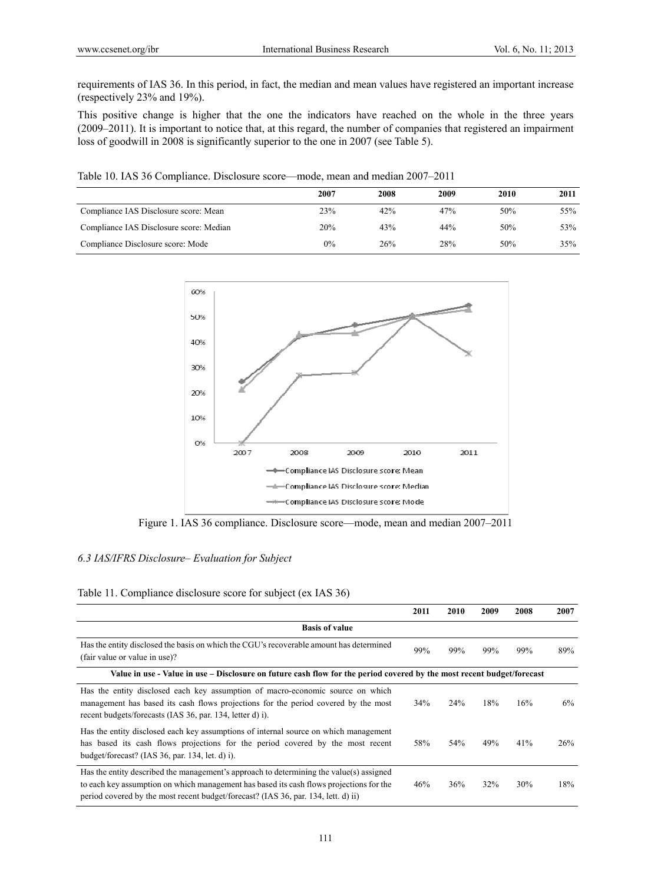requirements of IAS 36. In this period, in fact, the median and mean values have registered an important increase (respectively 23% and 19%).

This positive change is higher that the one the indicators have reached on the whole in the three years (2009–2011). It is important to notice that, at this regard, the number of companies that registered an impairment loss of goodwill in 2008 is significantly superior to the one in 2007 (see Table 5).

Table 10. IAS 36 Compliance. Disclosure score—mode, mean and median 2007–2011

| | 2007 | 2008 | 2009 | 2010 | 2011 |
|---|---|---|---|---|---|
| Compliance IAS Disclosure score: Mean | 23% | 42% | 47% | 50% | 55% |
| Compliance IAS Disclosure score: Median | 20% | 43% | 44% | 50% | 53% |
| Compliance Disclosure score: Mode | 0% | 26% | 28% | 50% | 35% |

Figure 1. IAS 36 compliance. Disclosure score—mode, mean and median 2007–2011

### *6.3 IAS/IFRS Disclosure– Evaluation for Subject*

Table 11. Compliance disclosure score for subject (ex IAS 36)

| | 2011 | 2010 | 2009 | 2008 | 2007 |
|---|---|---|---|---|---|
| **Basis of value** | | | | | |
| Has the entity disclosed the basis on which the CGU's recoverable amount has determined (fair value or value in use)? | 99% | 99% | 99% | 99% | 89% |
| **Value in use - Value in use – Disclosure on future cash flow for the period covered by the most recent budget/forecast** | | | | | |
| Has the entity disclosed each key assumption of macro-economic source on which management has based its cash flows projections for the period covered by the most recent budgets/forecasts (IAS 36, par. 134, letter d) i). | 34% | 24% | 18% | 16% | 6% |
| Has the entity disclosed each key assumptions of internal source on which management has based its cash flows projections for the period covered by the most recent budget/forecast? (IAS 36, par. 134, let. d) i). | 58% | 54% | 49% | 41% | 26% |
| Has the entity described the management's approach to determining the value(s) assigned to each key assumption on which management has based its cash flows projections for the period covered by the most recent budget/forecast? (IAS 36, par. 134, lett. d) ii) | 46% | 36% | 32% | 30% | 18% |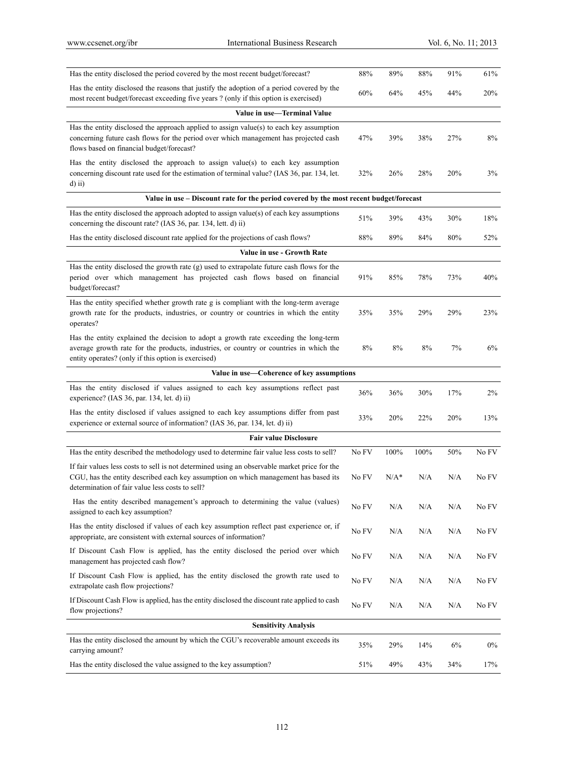| | | | | | |
|---|---|---|---|---|---|
| Has the entity disclosed the period covered by the most recent budget/forecast? | 88% | 89% | 88% | 91% | 61% |
| Has the entity disclosed the reasons that justify the adoption of a period covered by the most recent budget/forecast exceeding five years ? (only if this option is exercised) | 60% | 64% | 45% | 44% | 20% |
| **Value in use—Terminal Value** | | | | | |
| Has the entity disclosed the approach applied to assign value(s) to each key assumption concerning future cash flows for the period over which management has projected cash flows based on financial budget/forecast? | 47% | 39% | 38% | 27% | 8% |
| Has the entity disclosed the approach to assign value(s) to each key assumption concerning discount rate used for the estimation of terminal value? (IAS 36, par. 134, let. d) ii) | 32% | 26% | 28% | 20% | 3% |
| **Value in use – Discount rate for the period covered by the most recent budget/forecast** | | | | | |
| Has the entity disclosed the approach adopted to assign value(s) of each key assumptions concerning the discount rate? (IAS 36, par. 134, lett. d) ii) | 51% | 39% | 43% | 30% | 18% |
| Has the entity disclosed discount rate applied for the projections of cash flows? | 88% | 89% | 84% | 80% | 52% |
| **Value in use - Growth Rate** | | | | | |
| Has the entity disclosed the growth rate (g) used to extrapolate future cash flows for the period over which management has projected cash flows based on financial budget/forecast? | 91% | 85% | 78% | 73% | 40% |
| Has the entity specified whether growth rate g is compliant with the long-term average growth rate for the products, industries, or country or countries in which the entity operates? | 35% | 35% | 29% | 29% | 23% |
| Has the entity explained the decision to adopt a growth rate exceeding the long-term average growth rate for the products, industries, or country or countries in which the entity operates? (only if this option is exercised) | 8% | 8% | 8% | 7% | 6% |
| **Value in use—Coherence of key assumptions** | | | | | |
| Has the entity disclosed if values assigned to each key assumptions reflect past experience? (IAS 36, par. 134, let. d) ii) | 36% | 36% | 30% | 17% | 2% |
| Has the entity disclosed if values assigned to each key assumptions differ from past experience or external source of information? (IAS 36, par. 134, let. d) ii) | 33% | 20% | 22% | 20% | 13% |
| **Fair value Disclosure** | | | | | |
| Has the entity described the methodology used to determine fair value less costs to sell? | No FV | 100% | 100% | 50% | No FV |
| If fair values less costs to sell is not determined using an observable market price for the CGU, has the entity described each key assumption on which management has based its determination of fair value less costs to sell? | No FV | N/A* | N/A | N/A | No FV |
| Has the entity described management's approach to determining the value (values) assigned to each key assumption? | No FV | N/A | N/A | N/A | No FV |
| Has the entity disclosed if values of each key assumption reflect past experience or, if appropriate, are consistent with external sources of information? | No FV | N/A | N/A | N/A | No FV |
| If Discount Cash Flow is applied, has the entity disclosed the period over which management has projected cash flow? | No FV | N/A | N/A | N/A | No FV |
| If Discount Cash Flow is applied, has the entity disclosed the growth rate used to extrapolate cash flow projections? | No FV | N/A | N/A | N/A | No FV |
| If Discount Cash Flow is applied, has the entity disclosed the discount rate applied to cash flow projections? | No FV | N/A | N/A | N/A | No FV |
| **Sensitivity Analysis** | | | | | |
| Has the entity disclosed the amount by which the CGU's recoverable amount exceeds its carrying amount? | 35% | 29% | 14% | 6% | 0% |
| Has the entity disclosed the value assigned to the key assumption? | 51% | 49% | 43% | 34% | 17% |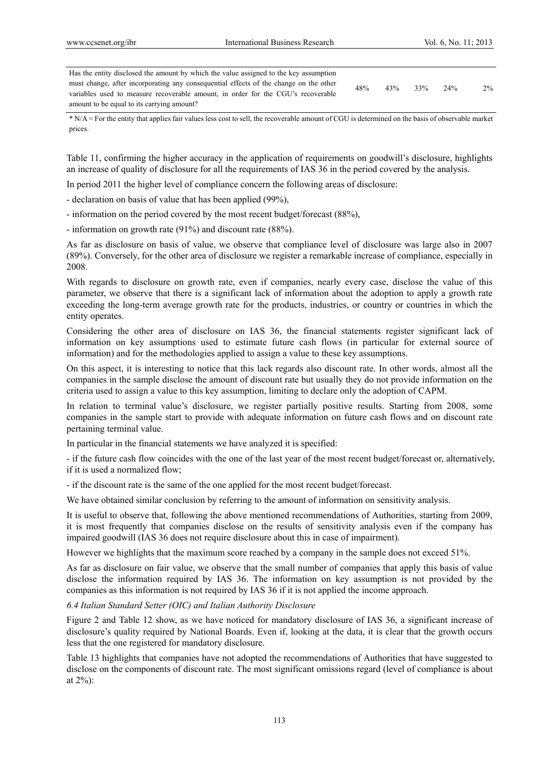| | | | | | |
|---|---|---|---|---|---|
| Has the entity disclosed the amount by which the value assigned to the key assumption must change, after incorporating any consequential effects of the change on the other variables used to measure recoverable amount, in order for the CGU's recoverable amount to be equal to its carrying amount? | 48% | 43% | 33% | 24% | 2% |

* N/A = For the entity that applies fair values less cost to sell, the recoverable amount of CGU is determined on the basis of observable market prices.

Table 11, confirming the higher accuracy in the application of requirements on goodwill's disclosure, highlights an increase of quality of disclosure for all the requirements of IAS 36 in the period covered by the analysis.

In period 2011 the higher level of compliance concern the following areas of disclosure:

- declaration on basis of value that has been applied (99%),
- information on the period covered by the most recent budget/forecast (88%),
- information on growth rate (91%) and discount rate (88%).

As far as disclosure on basis of value, we observe that compliance level of disclosure was large also in 2007 (89%). Conversely, for the other area of disclosure we register a remarkable increase of compliance, especially in 2008.

With regards to disclosure on growth rate, even if companies, nearly every case, disclose the value of this parameter, we observe that there is a significant lack of information about the adoption to apply a growth rate exceeding the long-term average growth rate for the products, industries, or country or countries in which the entity operates.

Considering the other area of disclosure on IAS 36, the financial statements register significant lack of information on key assumptions used to estimate future cash flows (in particular for external source of information) and for the methodologies applied to assign a value to these key assumptions.

On this aspect, it is interesting to notice that this lack regards also discount rate. In other words, almost all the companies in the sample disclose the amount of discount rate but usually they do not provide information on the criteria used to assign a value to this key assumption, limiting to declare only the adoption of CAPM.

In relation to terminal value's disclosure, we register partially positive results. Starting from 2008, some companies in the sample start to provide with adequate information on future cash flows and on discount rate pertaining terminal value.

In particular in the financial statements we have analyzed it is specified:

- if the future cash flow coincides with the one of the last year of the most recent budget/forecast or, alternatively, if it is used a normalized flow;
- if the discount rate is the same of the one applied for the most recent budget/forecast.

We have obtained similar conclusion by referring to the amount of information on sensitivity analysis.

It is useful to observe that, following the above mentioned recommendations of Authorities, starting from 2009, it is most frequently that companies disclose on the results of sensitivity analysis even if the company has impaired goodwill (IAS 36 does not require disclosure about this in case of impairment).

However we highlights that the maximum score reached by a company in the sample does not exceed 51%.

As far as disclosure on fair value, we observe that the small number of companies that apply this basis of value disclose the information required by IAS 36. The information on key assumption is not provided by the companies as this information is not required by IAS 36 if it is not applied the income approach.

*6.4 Italian Standard Setter (OIC) and Italian Authority Disclosure*

Figure 2 and Table 12 show, as we have noticed for mandatory disclosure of IAS 36, a significant increase of disclosure's quality required by National Boards. Even if, looking at the data, it is clear that the growth occurs less that the one registered for mandatory disclosure.

Table 13 highlights that companies have not adopted the recommendations of Authorities that have suggested to disclose on the components of discount rate. The most significant omissions regard (level of compliance is about at 2%):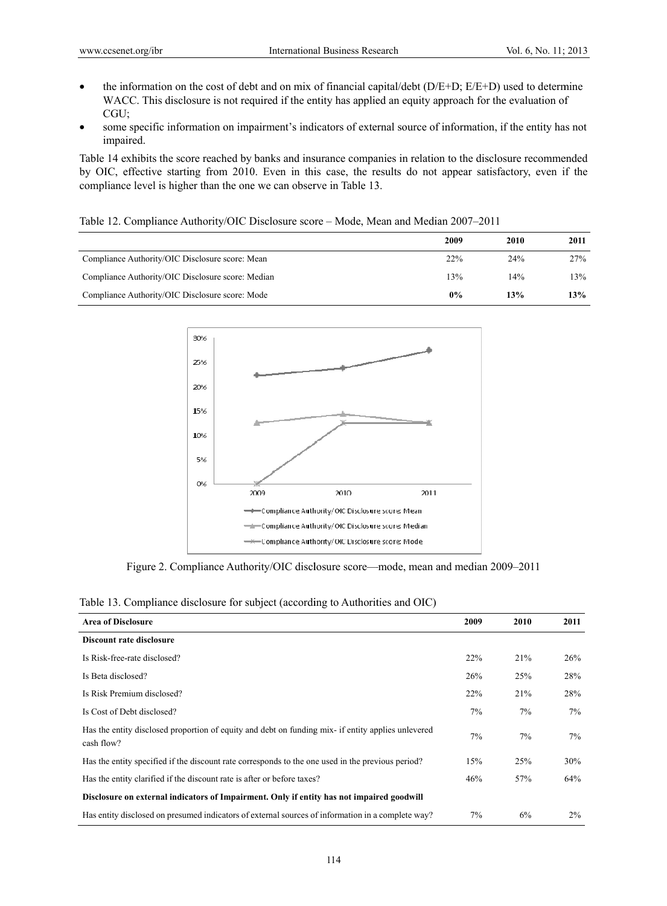- the information on the cost of debt and on mix of financial capital/debt (D/E+D; E/E+D) used to determine WACC. This disclosure is not required if the entity has applied an equity approach for the evaluation of CGU;
- some specific information on impairment's indicators of external source of information, if the entity has not impaired.

Table 14 exhibits the score reached by banks and insurance companies in relation to the disclosure recommended by OIC, effective starting from 2010. Even in this case, the results do not appear satisfactory, even if the compliance level is higher than the one we can observe in Table 13.

Table 12. Compliance Authority/OIC Disclosure score – Mode, Mean and Median 2007–2011

| | 2009 | 2010 | 2011 |
|---|---|---|---|
| Compliance Authority/OIC Disclosure score: Mean | 22% | 24% | 27% |
| Compliance Authority/OIC Disclosure score: Median | 13% | 14% | 13% |
| Compliance Authority/OIC Disclosure score: Mode | **0%** | **13%** | **13%** |

Figure 2. Compliance Authority/OIC disclosure score—mode, mean and median 2009–2011

Table 13. Compliance disclosure for subject (according to Authorities and OIC)

| Area of Disclosure | 2009 | 2010 | 2011 |
|---|---|---|---|
| **Discount rate disclosure** | | | |
| Is Risk-free-rate disclosed? | 22% | 21% | 26% |
| Is Beta disclosed? | 26% | 25% | 28% |
| Is Risk Premium disclosed? | 22% | 21% | 28% |
| Is Cost of Debt disclosed? | 7% | 7% | 7% |
| Has the entity disclosed proportion of equity and debt on funding mix- if entity applies unlevered cash flow? | 7% | 7% | 7% |
| Has the entity specified if the discount rate corresponds to the one used in the previous period? | 15% | 25% | 30% |
| Has the entity clarified if the discount rate is after or before taxes? | 46% | 57% | 64% |
| **Disclosure on external indicators of Impairment. Only if entity has not impaired goodwill** | | | |
| Has entity disclosed on presumed indicators of external sources of information in a complete way? | 7% | 6% | 2% |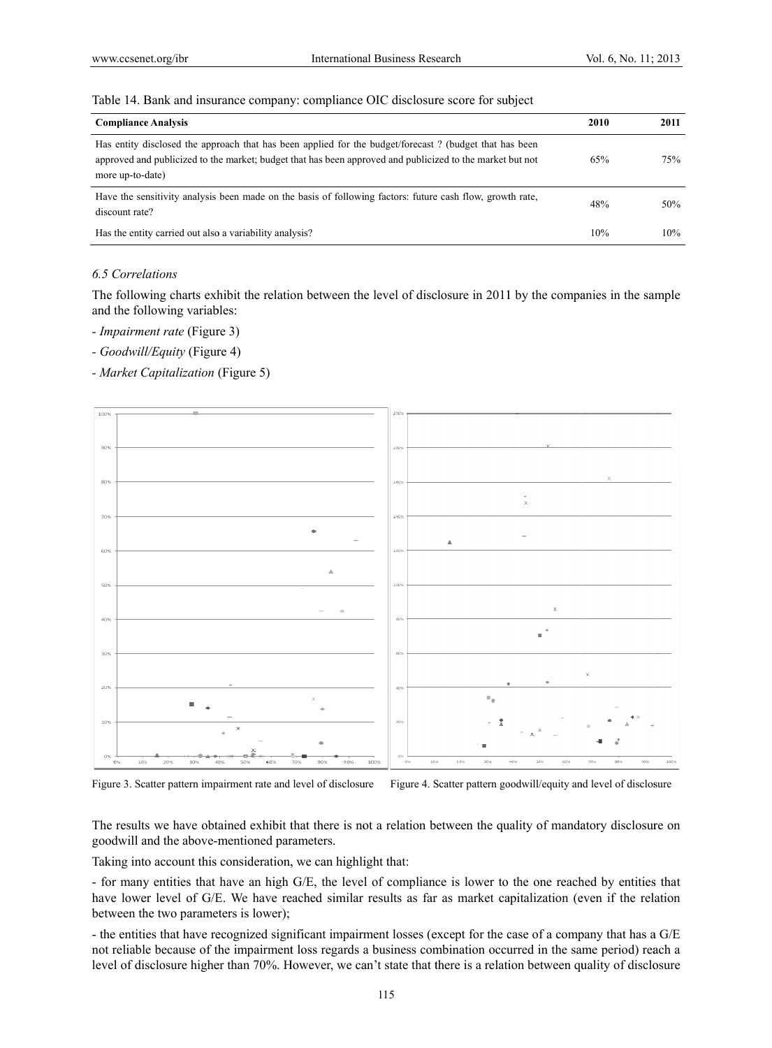Table 14. Bank and insurance company: compliance OIC disclosure score for subject

| Compliance Analysis | 2010 | 2011 |
|---|---|---|
| Has entity disclosed the approach that has been applied for the budget/forecast ? (budget that has been approved and publicized to the market; budget that has been approved and publicized to the market but not more up-to-date) | 65% | 75% |
| Have the sensitivity analysis been made on the basis of following factors: future cash flow, growth rate, discount rate? | 48% | 50% |
| Has the entity carried out also a variability analysis? | 10% | 10% |

### *6.5 Correlations*

The following charts exhibit the relation between the level of disclosure in 2011 by the companies in the sample and the following variables:

- *Impairment rate* (Figure 3)
- *Goodwill/Equity* (Figure 4)
- *Market Capitalization* (Figure 5)

Figure 3. Scatter pattern impairment rate and level of disclosure

Figure 4. Scatter pattern goodwill/equity and level of disclosure

The results we have obtained exhibit that there is not a relation between the quality of mandatory disclosure on goodwill and the above-mentioned parameters.

Taking into account this consideration, we can highlight that:

- for many entities that have an high G/E, the level of compliance is lower to the one reached by entities that have lower level of G/E. We have reached similar results as far as market capitalization (even if the relation between the two parameters is lower);

- the entities that have recognized significant impairment losses (except for the case of a company that has a G/E not reliable because of the impairment loss regards a business combination occurred in the same period) reach a level of disclosure higher than 70%. However, we can't state that there is a relation between quality of disclosure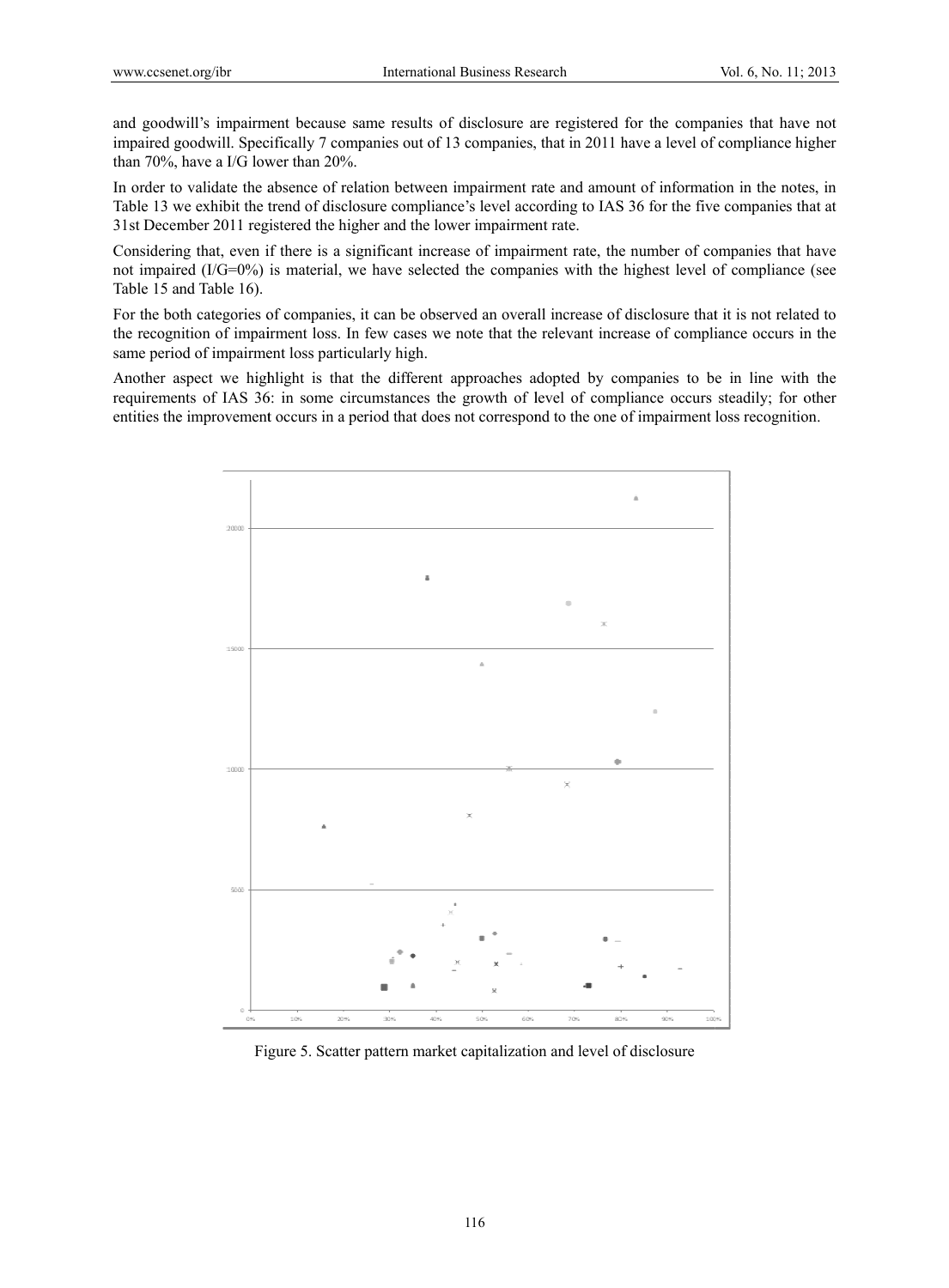and goodwill's impairment because same results of disclosure are registered for the companies that have not impaired goodwill. Specifically 7 companies out of 13 companies, that in 2011 have a level of compliance higher than 70%, have a I/G lower than 20%.

In order to validate the absence of relation between impairment rate and amount of information in the notes, in Table 13 we exhibit the trend of disclosure compliance's level according to IAS 36 for the five companies that at 31st December 2011 registered the higher and the lower impairment rate.

Considering that, even if there is a significant increase of impairment rate, the number of companies that have not impaired (I/G=0%) is material, we have selected the companies with the highest level of compliance (see Table 15 and Table 16).

For the both categories of companies, it can be observed an overall increase of disclosure that it is not related to the recognition of impairment loss. In few cases we note that the relevant increase of compliance occurs in the same period of impairment loss particularly high.

Another aspect we highlight is that the different approaches adopted by companies to be in line with the requirements of IAS 36: in some circumstances the growth of level of compliance occurs steadily; for other entities the improvement occurs in a period that does not correspond to the one of impairment loss recognition.

Figure 5. Scatter pattern market capitalization and level of disclosure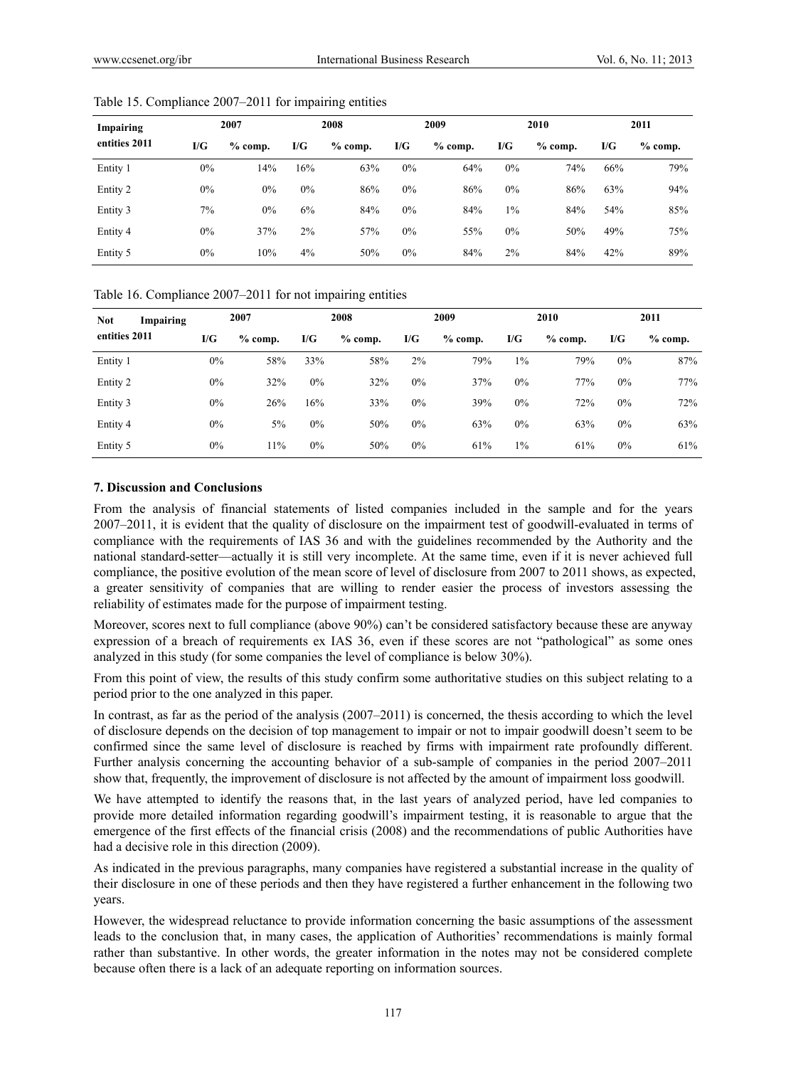Table 15. Compliance 2007–2011 for impairing entities

| Impairing entities 2011 | 2007 | | 2008 | | 2009 | | 2010 | | 2011 | |
|---|---|---|---|---|---|---|---|---|---|---|
| | I/G | % comp. | I/G | % comp. | I/G | % comp. | I/G | % comp. | I/G | % comp. |
| Entity 1 | 0% | 14% | 16% | 63% | 0% | 64% | 0% | 74% | 66% | 79% |
| Entity 2 | 0% | 0% | 0% | 86% | 0% | 86% | 0% | 86% | 63% | 94% |
| Entity 3 | 7% | 0% | 6% | 84% | 0% | 84% | 1% | 84% | 54% | 85% |
| Entity 4 | 0% | 37% | 2% | 57% | 0% | 55% | 0% | 50% | 49% | 75% |
| Entity 5 | 0% | 10% | 4% | 50% | 0% | 84% | 2% | 84% | 42% | 89% |

Table 16. Compliance 2007–2011 for not impairing entities

| Not Impairing entities 2011 | 2007 | | 2008 | | 2009 | | 2010 | | 2011 | |
|---|---|---|---|---|---|---|---|---|---|---|
| | I/G | % comp. | I/G | % comp. | I/G | % comp. | I/G | % comp. | I/G | % comp. |
| Entity 1 | 0% | 58% | 33% | 58% | 2% | 79% | 1% | 79% | 0% | 87% |
| Entity 2 | 0% | 32% | 0% | 32% | 0% | 37% | 0% | 77% | 0% | 77% |
| Entity 3 | 0% | 26% | 16% | 33% | 0% | 39% | 0% | 72% | 0% | 72% |
| Entity 4 | 0% | 5% | 0% | 50% | 0% | 63% | 0% | 63% | 0% | 63% |
| Entity 5 | 0% | 11% | 0% | 50% | 0% | 61% | 1% | 61% | 0% | 61% |

## 7. Discussion and Conclusions

From the analysis of financial statements of listed companies included in the sample and for the years 2007–2011, it is evident that the quality of disclosure on the impairment test of goodwill-evaluated in terms of compliance with the requirements of IAS 36 and with the guidelines recommended by the Authority and the national standard-setter—actually it is still very incomplete. At the same time, even if it is never achieved full compliance, the positive evolution of the mean score of level of disclosure from 2007 to 2011 shows, as expected, a greater sensitivity of companies that are willing to render easier the process of investors assessing the reliability of estimates made for the purpose of impairment testing.

Moreover, scores next to full compliance (above 90%) can't be considered satisfactory because these are anyway expression of a breach of requirements ex IAS 36, even if these scores are not "pathological" as some ones analyzed in this study (for some companies the level of compliance is below 30%).

From this point of view, the results of this study confirm some authoritative studies on this subject relating to a period prior to the one analyzed in this paper.

In contrast, as far as the period of the analysis (2007–2011) is concerned, the thesis according to which the level of disclosure depends on the decision of top management to impair or not to impair goodwill doesn't seem to be confirmed since the same level of disclosure is reached by firms with impairment rate profoundly different. Further analysis concerning the accounting behavior of a sub-sample of companies in the period 2007–2011 show that, frequently, the improvement of disclosure is not affected by the amount of impairment loss goodwill.

We have attempted to identify the reasons that, in the last years of analyzed period, have led companies to provide more detailed information regarding goodwill's impairment testing, it is reasonable to argue that the emergence of the first effects of the financial crisis (2008) and the recommendations of public Authorities have had a decisive role in this direction (2009).

As indicated in the previous paragraphs, many companies have registered a substantial increase in the quality of their disclosure in one of these periods and then they have registered a further enhancement in the following two years.

However, the widespread reluctance to provide information concerning the basic assumptions of the assessment leads to the conclusion that, in many cases, the application of Authorities' recommendations is mainly formal rather than substantive. In other words, the greater information in the notes may not be considered complete because often there is a lack of an adequate reporting on information sources.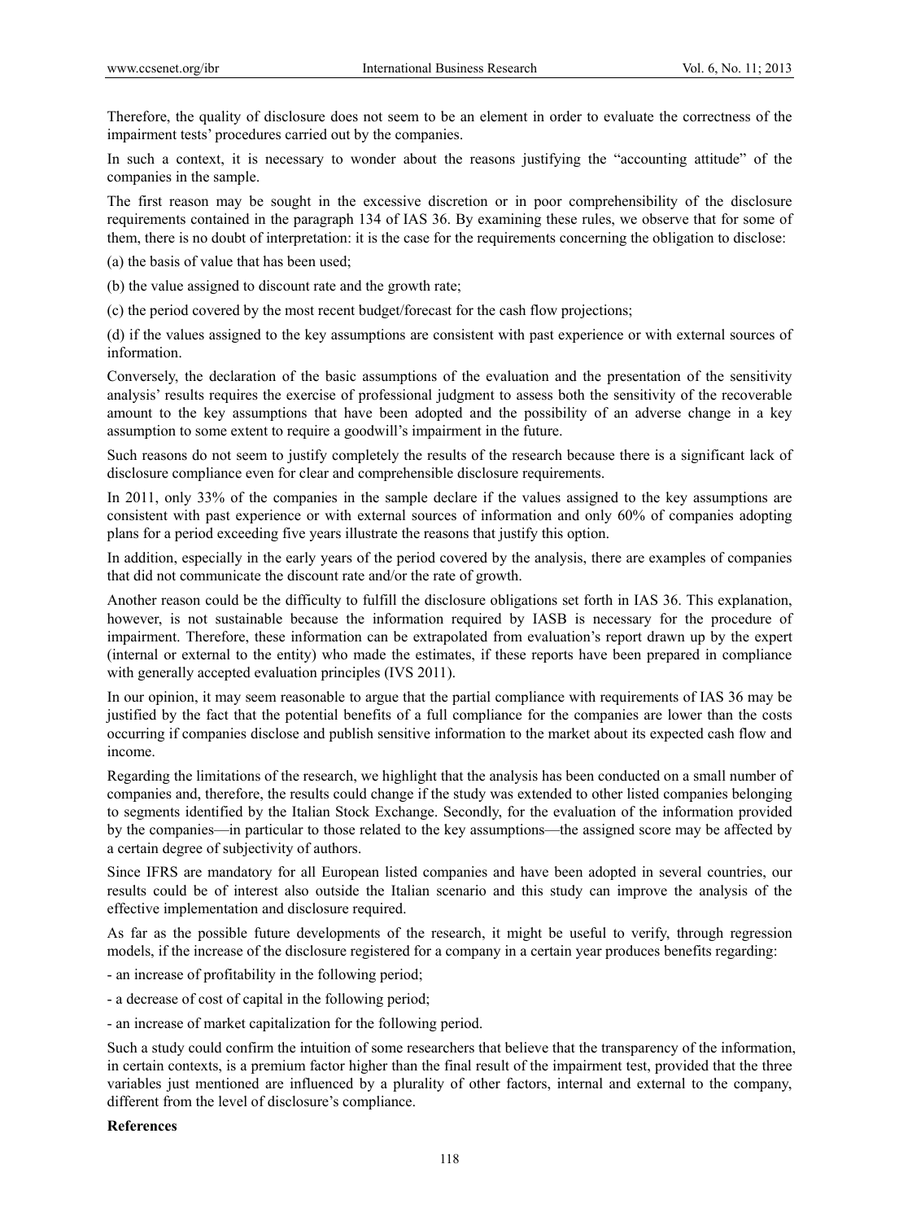Therefore, the quality of disclosure does not seem to be an element in order to evaluate the correctness of the impairment tests' procedures carried out by the companies.

In such a context, it is necessary to wonder about the reasons justifying the "accounting attitude" of the companies in the sample.

The first reason may be sought in the excessive discretion or in poor comprehensibility of the disclosure requirements contained in the paragraph 134 of IAS 36. By examining these rules, we observe that for some of them, there is no doubt of interpretation: it is the case for the requirements concerning the obligation to disclose:

(a) the basis of value that has been used;

(b) the value assigned to discount rate and the growth rate;

(c) the period covered by the most recent budget/forecast for the cash flow projections;

(d) if the values assigned to the key assumptions are consistent with past experience or with external sources of information.

Conversely, the declaration of the basic assumptions of the evaluation and the presentation of the sensitivity analysis' results requires the exercise of professional judgment to assess both the sensitivity of the recoverable amount to the key assumptions that have been adopted and the possibility of an adverse change in a key assumption to some extent to require a goodwill's impairment in the future.

Such reasons do not seem to justify completely the results of the research because there is a significant lack of disclosure compliance even for clear and comprehensible disclosure requirements.

In 2011, only 33% of the companies in the sample declare if the values assigned to the key assumptions are consistent with past experience or with external sources of information and only 60% of companies adopting plans for a period exceeding five years illustrate the reasons that justify this option.

In addition, especially in the early years of the period covered by the analysis, there are examples of companies that did not communicate the discount rate and/or the rate of growth.

Another reason could be the difficulty to fulfill the disclosure obligations set forth in IAS 36. This explanation, however, is not sustainable because the information required by IASB is necessary for the procedure of impairment. Therefore, these information can be extrapolated from evaluation's report drawn up by the expert (internal or external to the entity) who made the estimates, if these reports have been prepared in compliance with generally accepted evaluation principles (IVS 2011).

In our opinion, it may seem reasonable to argue that the partial compliance with requirements of IAS 36 may be justified by the fact that the potential benefits of a full compliance for the companies are lower than the costs occurring if companies disclose and publish sensitive information to the market about its expected cash flow and income.

Regarding the limitations of the research, we highlight that the analysis has been conducted on a small number of companies and, therefore, the results could change if the study was extended to other listed companies belonging to segments identified by the Italian Stock Exchange. Secondly, for the evaluation of the information provided by the companies—in particular to those related to the key assumptions—the assigned score may be affected by a certain degree of subjectivity of authors.

Since IFRS are mandatory for all European listed companies and have been adopted in several countries, our results could be of interest also outside the Italian scenario and this study can improve the analysis of the effective implementation and disclosure required.

As far as the possible future developments of the research, it might be useful to verify, through regression models, if the increase of the disclosure registered for a company in a certain year produces benefits regarding:

- an increase of profitability in the following period;
- a decrease of cost of capital in the following period;
- an increase of market capitalization for the following period.

Such a study could confirm the intuition of some researchers that believe that the transparency of the information, in certain contexts, is a premium factor higher than the final result of the impairment test, provided that the three variables just mentioned are influenced by a plurality of other factors, internal and external to the company, different from the level of disclosure's compliance.

**References**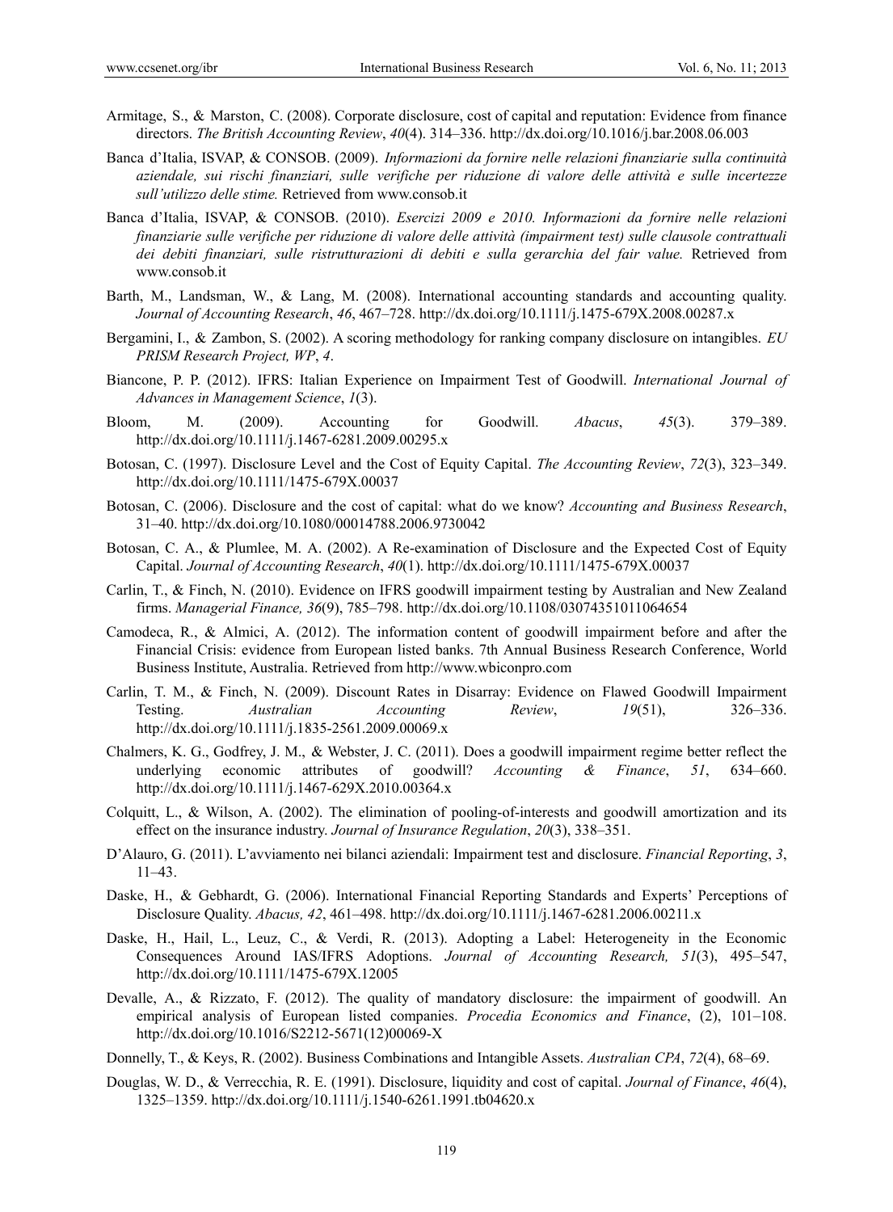Armitage, S., & Marston, C. (2008). Corporate disclosure, cost of capital and reputation: Evidence from finance directors. *The British Accounting Review*, *40*(4). 314–336. http://dx.doi.org/10.1016/j.bar.2008.06.003

Banca d'Italia, ISVAP, & CONSOB. (2009). *Informazioni da fornire nelle relazioni finanziarie sulla continuità aziendale, sui rischi finanziari, sulle verifiche per riduzione di valore delle attività e sulle incertezze sull'utilizzo delle stime.* Retrieved from www.consob.it

Banca d'Italia, ISVAP, & CONSOB. (2010). *Esercizi 2009 e 2010. Informazioni da fornire nelle relazioni finanziarie sulle verifiche per riduzione di valore delle attività (impairment test) sulle clausole contrattuali dei debiti finanziari, sulle ristrutturazioni di debiti e sulla gerarchia del fair value.* Retrieved from www.consob.it

Barth, M., Landsman, W., & Lang, M. (2008). International accounting standards and accounting quality. *Journal of Accounting Research*, *46*, 467–728. http://dx.doi.org/10.1111/j.1475-679X.2008.00287.x

Bergamini, I., & Zambon, S. (2002). A scoring methodology for ranking company disclosure on intangibles. *EU PRISM Research Project, WP*, *4*.

Biancone, P. P. (2012). IFRS: Italian Experience on Impairment Test of Goodwill. *International Journal of Advances in Management Science*, *1*(3).

Bloom, M. (2009). Accounting for Goodwill. *Abacus*, *45*(3). 379–389. http://dx.doi.org/10.1111/j.1467-6281.2009.00295.x

Botosan, C. (1997). Disclosure Level and the Cost of Equity Capital. *The Accounting Review*, *72*(3), 323–349. http://dx.doi.org/10.1111/1475-679X.00037

Botosan, C. (2006). Disclosure and the cost of capital: what do we know? *Accounting and Business Research*, 31–40. http://dx.doi.org/10.1080/00014788.2006.9730042

Botosan, C. A., & Plumlee, M. A. (2002). A Re-examination of Disclosure and the Expected Cost of Equity Capital. *Journal of Accounting Research*, *40*(1). http://dx.doi.org/10.1111/1475-679X.00037

Carlin, T., & Finch, N. (2010). Evidence on IFRS goodwill impairment testing by Australian and New Zealand firms. *Managerial Finance, 36*(9), 785–798. http://dx.doi.org/10.1108/03074351011064654

Camodeca, R., & Almici, A. (2012). The information content of goodwill impairment before and after the Financial Crisis: evidence from European listed banks. 7th Annual Business Research Conference, World Business Institute, Australia. Retrieved from http://www.wbiconpro.com

Carlin, T. M., & Finch, N. (2009). Discount Rates in Disarray: Evidence on Flawed Goodwill Impairment Testing. *Australian Accounting Review*, *19*(51), 326–336. http://dx.doi.org/10.1111/j.1835-2561.2009.00069.x

Chalmers, K. G., Godfrey, J. M., & Webster, J. C. (2011). Does a goodwill impairment regime better reflect the underlying economic attributes of goodwill? *Accounting & Finance*, *51*, 634–660. http://dx.doi.org/10.1111/j.1467-629X.2010.00364.x

Colquitt, L., & Wilson, A. (2002). The elimination of pooling-of-interests and goodwill amortization and its effect on the insurance industry. *Journal of Insurance Regulation*, *20*(3), 338–351.

D'Alauro, G. (2011). L'avviamento nei bilanci aziendali: Impairment test and disclosure. *Financial Reporting*, *3*, 11–43.

Daske, H., & Gebhardt, G. (2006). International Financial Reporting Standards and Experts' Perceptions of Disclosure Quality. *Abacus, 42*, 461–498. http://dx.doi.org/10.1111/j.1467-6281.2006.00211.x

Daske, H., Hail, L., Leuz, C., & Verdi, R. (2013). Adopting a Label: Heterogeneity in the Economic Consequences Around IAS/IFRS Adoptions. *Journal of Accounting Research, 51*(3), 495–547, http://dx.doi.org/10.1111/1475-679X.12005

Devalle, A., & Rizzato, F. (2012). The quality of mandatory disclosure: the impairment of goodwill. An empirical analysis of European listed companies. *Procedia Economics and Finance*, (2), 101–108. http://dx.doi.org/10.1016/S2212-5671(12)00069-X

Donnelly, T., & Keys, R. (2002). Business Combinations and Intangible Assets. *Australian CPA*, *72*(4), 68–69.

Douglas, W. D., & Verrecchia, R. E. (1991). Disclosure, liquidity and cost of capital. *Journal of Finance*, *46*(4), 1325–1359. http://dx.doi.org/10.1111/j.1540-6261.1991.tb04620.x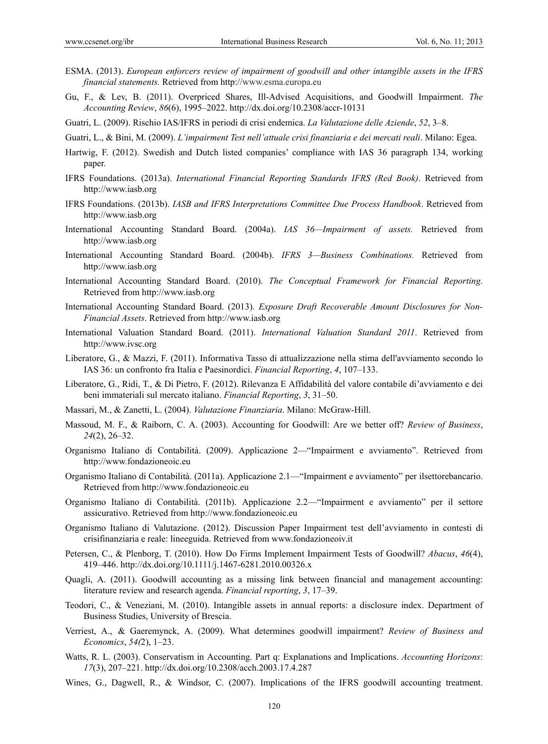ESMA. (2013). *European enforcers review of impairment of goodwill and other intangible assets in the IFRS financial statements.* Retrieved from http://www.esma.europa.eu

Gu, F., & Lev, B. (2011). Overpriced Shares, Ill-Advised Acquisitions, and Goodwill Impairment. *The Accounting Review*, *86*(6), 1995–2022. http://dx.doi.org/10.2308/accr-10131

Guatri, L. (2009). Rischio IAS/IFRS in periodi di crisi endemica. *La Valutazione delle Aziende*, *52*, 3–8.

Guatri, L., & Bini, M. (2009). *L'impairment Test nell'attuale crisi finanziaria e dei mercati reali*. Milano: Egea.

Hartwig, F. (2012). Swedish and Dutch listed companies' compliance with IAS 36 paragraph 134, working paper.

IFRS Foundations. (2013a). *International Financial Reporting Standards IFRS (Red Book)*. Retrieved from http://www.iasb.org

IFRS Foundations. (2013b). *IASB and IFRS Interpretations Committee Due Process Handbook*. Retrieved from http://www.iasb.org

International Accounting Standard Board. (2004a). *IAS 36—Impairment of assets.* Retrieved from http://www.iasb.org

International Accounting Standard Board. (2004b). *IFRS 3—Business Combinations.* Retrieved from http://www.iasb.org

International Accounting Standard Board. (2010). *The Conceptual Framework for Financial Reporting.* Retrieved from http://www.iasb.org

International Accounting Standard Board. (2013). *Exposure Draft Recoverable Amount Disclosures for Non-Financial Assets*. Retrieved from http://www.iasb.org

International Valuation Standard Board. (2011). *International Valuation Standard 2011*. Retrieved from http://www.ivsc.org

Liberatore, G., & Mazzi, F. (2011). Informativa Tasso di attualizzazione nella stima dell'avviamento secondo lo IAS 36: un confronto fra Italia e Paesinordici. *Financial Reporting*, *4*, 107–133.

Liberatore, G., Ridi, T., & Di Pietro, F. (2012). Rilevanza E Affidabilità del valore contabile di'avviamento e dei beni immateriali sul mercato italiano. *Financial Reporting*, *3*, 31–50.

Massari, M., & Zanetti, L. (2004). *Valutazione Finanziaria*. Milano: McGraw-Hill.

Massoud, M. F., & Raiborn, C. A. (2003). Accounting for Goodwill: Are we better off? *Review of Business*, *24*(2), 26–32.

Organismo Italiano di Contabilità. (2009). Applicazione 2—"Impairment e avviamento". Retrieved from http://www.fondazioneoic.eu

Organismo Italiano di Contabilità. (2011a). Applicazione 2.1—"Impairment e avviamento" per ilsettorebancario. Retrieved from http://www.fondazioneoic.eu

Organismo Italiano di Contabilità. (2011b). Applicazione 2.2—"Impairment e avviamento" per il settore assicurativo. Retrieved from http://www.fondazioneoic.eu

Organismo Italiano di Valutazione. (2012). Discussion Paper Impairment test dell'avviamento in contesti di crisifinanziaria e reale: lineeguida. Retrieved from www.fondazioneoiv.it

Petersen, C., & Plenborg, T. (2010). How Do Firms Implement Impairment Tests of Goodwill? *Abacus*, *46*(4), 419–446. http://dx.doi.org/10.1111/j.1467-6281.2010.00326.x

Quagli, A. (2011). Goodwill accounting as a missing link between financial and management accounting: literature review and research agenda. *Financial reporting*, *3*, 17–39.

Teodori, C., & Veneziani, M. (2010). Intangible assets in annual reports: a disclosure index. Department of Business Studies, University of Brescia.

Verriest, A., & Gaeremynck, A. (2009). What determines goodwill impairment? *Review of Business and Economics*, *54(*2), 1–23.

Watts, R. L. (2003). Conservatism in Accounting. Part q: Explanations and Implications. *Accounting Horizons*: *17*(3), 207–221. http://dx.doi.org/10.2308/acch.2003.17.4.287

Wines, G., Dagwell, R., & Windsor, C. (2007). Implications of the IFRS goodwill accounting treatment.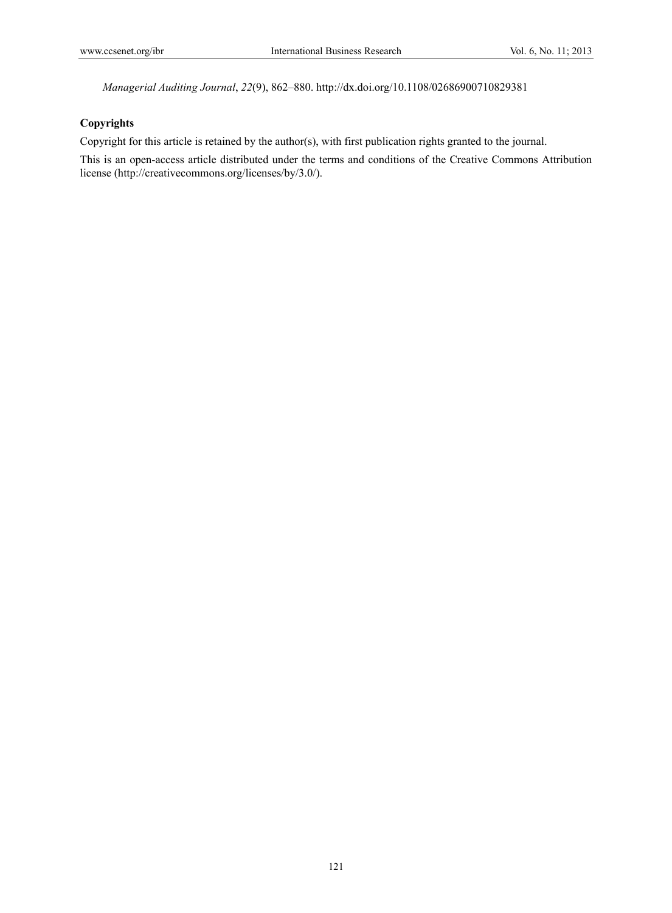*Managerial Auditing Journal*, *22*(9), 862–880. http://dx.doi.org/10.1108/02686900710829381

**Copyrights**

Copyright for this article is retained by the author(s), with first publication rights granted to the journal.

This is an open-access article distributed under the terms and conditions of the Creative Commons Attribution license (http://creativecommons.org/licenses/by/3.0/).